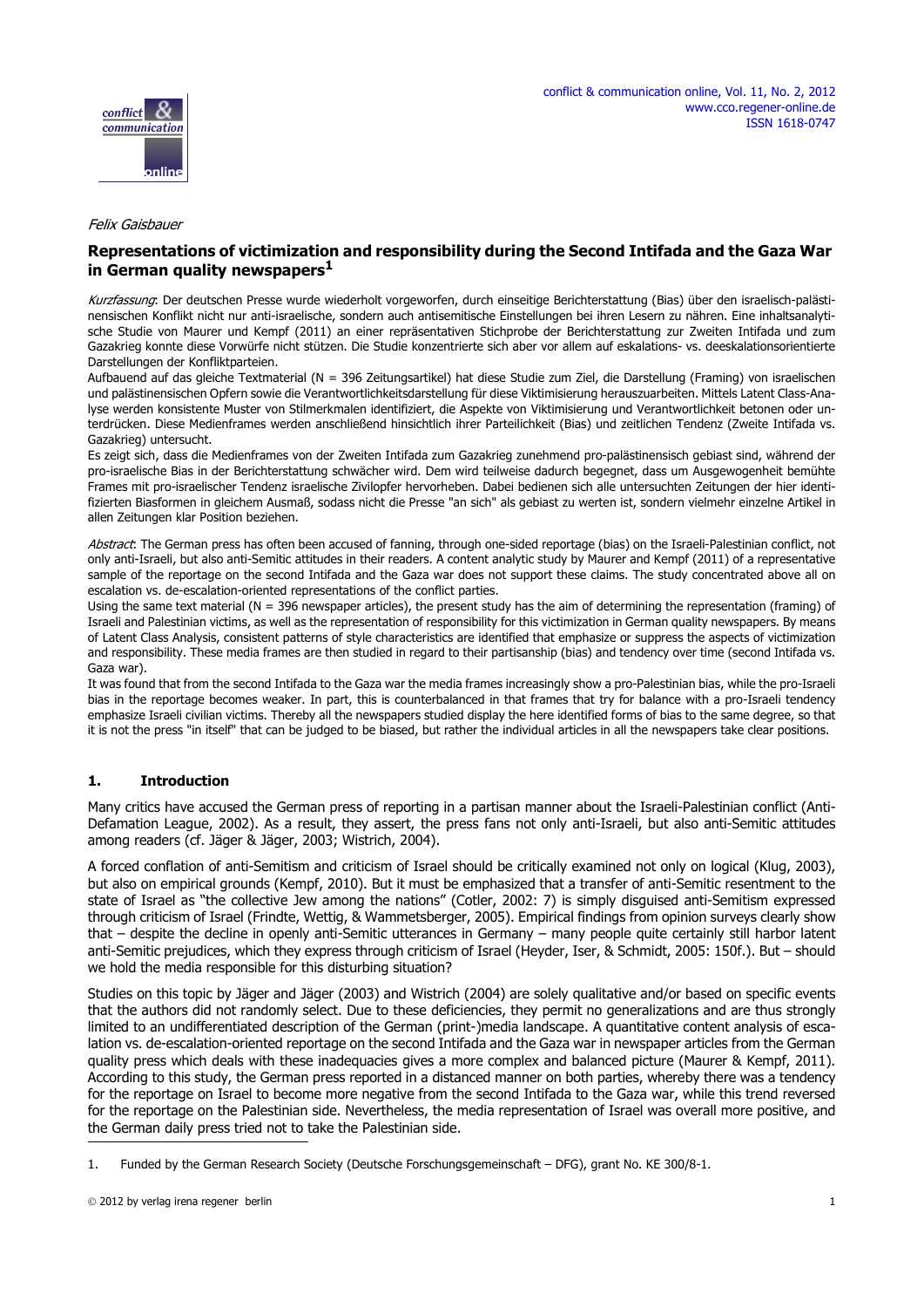*Felix Gaisbauer*

# Representations of victimization and responsibility during the Second Intifada and the Gaza War in German quality newspapers[1]

*Kurzfassung*: Der deutschen Presse wurde wiederholt vorgeworfen, durch einseitige Berichterstattung (Bias) über den israelisch-palästinensischen Konflikt nicht nur anti-israelische, sondern auch antisemitische Einstellungen bei ihren Lesern zu nähren. Eine inhaltsanalytische Studie von Maurer und Kempf (2011) an einer repräsentativen Stichprobe der Berichterstattung zur Zweiten Intifada und zum Gazakrieg konnte diese Vorwürfe nicht stützen. Die Studie konzentrierte sich aber vor allem auf eskalations- vs. deeskalationsorientierte Darstellungen der Konfliktparteien.

Aufbauend auf das gleiche Textmaterial (N = 396 Zeitungsartikel) hat diese Studie zum Ziel, die Darstellung (Framing) von israelischen und palästinensischen Opfern sowie die Verantwortlichkeitsdarstellung für diese Viktimisierung herauszuarbeiten. Mittels Latent Class-Analyse werden konsistente Muster von Stilmerkmalen identifiziert, die Aspekte von Viktimisierung und Verantwortlichkeit betonen oder unterdrücken. Diese Medienframes werden anschließend hinsichtlich ihrer Parteilichkeit (Bias) und zeitlichen Tendenz (Zweite Intifada vs. Gazakrieg) untersucht.

Es zeigt sich, dass die Medienframes von der Zweiten Intifada zum Gazakrieg zunehmend pro-palästinensisch gebiast sind, während der pro-israelische Bias in der Berichterstattung schwächer wird. Dem wird teilweise dadurch begegnet, dass um Ausgewogenheit bemühte Frames mit pro-israelischer Tendenz israelische Zivilopfer hervorheben. Dabei bedienen sich alle untersuchten Zeitungen der hier identifizierten Biasformen in gleichem Ausmaß, sodass nicht die Presse "an sich" als gebiast zu werten ist, sondern vielmehr einzelne Artikel in allen Zeitungen klar Position beziehen.

*Abstract*: The German press has often been accused of fanning, through one-sided reportage (bias) on the Israeli-Palestinian conflict, not only anti-Israeli, but also anti-Semitic attitudes in their readers. A content analytic study by Maurer and Kempf (2011) of a representative sample of the reportage on the second Intifada and the Gaza war does not support these claims. The study concentrated above all on escalation vs. de-escalation-oriented representations of the conflict parties.

Using the same text material (N = 396 newspaper articles), the present study has the aim of determining the representation (framing) of Israeli and Palestinian victims, as well as the representation of responsibility for this victimization in German quality newspapers. By means of Latent Class Analysis, consistent patterns of style characteristics are identified that emphasize or suppress the aspects of victimization and responsibility. These media frames are then studied in regard to their partisanship (bias) and tendency over time (second Intifada vs. Gaza war).

It was found that from the second Intifada to the Gaza war the media frames increasingly show a pro-Palestinian bias, while the pro-Israeli bias in the reportage becomes weaker. In part, this is counterbalanced in that frames that try for balance with a pro-Israeli tendency emphasize Israeli civilian victims. Thereby all the newspapers studied display the here identified forms of bias to the same degree, so that it is not the press "in itself" that can be judged to be biased, but rather the individual articles in all the newspapers take clear positions.

## 1. Introduction

Many critics have accused the German press of reporting in a partisan manner about the Israeli-Palestinian conflict (Anti-Defamation League, 2002). As a result, they assert, the press fans not only anti-Israeli, but also anti-Semitic attitudes among readers (cf. Jäger & Jäger, 2003; Wistrich, 2004).

A forced conflation of anti-Semitism and criticism of Israel should be critically examined not only on logical (Klug, 2003), but also on empirical grounds (Kempf, 2010). But it must be emphasized that a transfer of anti-Semitic resentment to the state of Israel as "the collective Jew among the nations" (Cotler, 2002: 7) is simply disguised anti-Semitism expressed through criticism of Israel (Frindte, Wettig, & Wammetsberger, 2005). Empirical findings from opinion surveys clearly show that – despite the decline in openly anti-Semitic utterances in Germany – many people quite certainly still harbor latent anti-Semitic prejudices, which they express through criticism of Israel (Heyder, Iser, & Schmidt, 2005: 150f.). But – should we hold the media responsible for this disturbing situation?

Studies on this topic by Jäger and Jäger (2003) and Wistrich (2004) are solely qualitative and/or based on specific events that the authors did not randomly select. Due to these deficiencies, they permit no generalizations and are thus strongly limited to an undifferentiated description of the German (print-)media landscape. A quantitative content analysis of escalation vs. de-escalation-oriented reportage on the second Intifada and the Gaza war in newspaper articles from the German quality press which deals with these inadequacies gives a more complex and balanced picture (Maurer & Kempf, 2011). According to this study, the German press reported in a distanced manner on both parties, whereby there was a tendency for the reportage on Israel to become more negative from the second Intifada to the Gaza war, while this trend reversed for the reportage on the Palestinian side. Nevertheless, the media representation of Israel was overall more positive, and the German daily press tried not to take the Palestinian side.

1. Funded by the German Research Society (Deutsche Forschungsgemeinschaft – DFG), grant No. KE 300/8-1.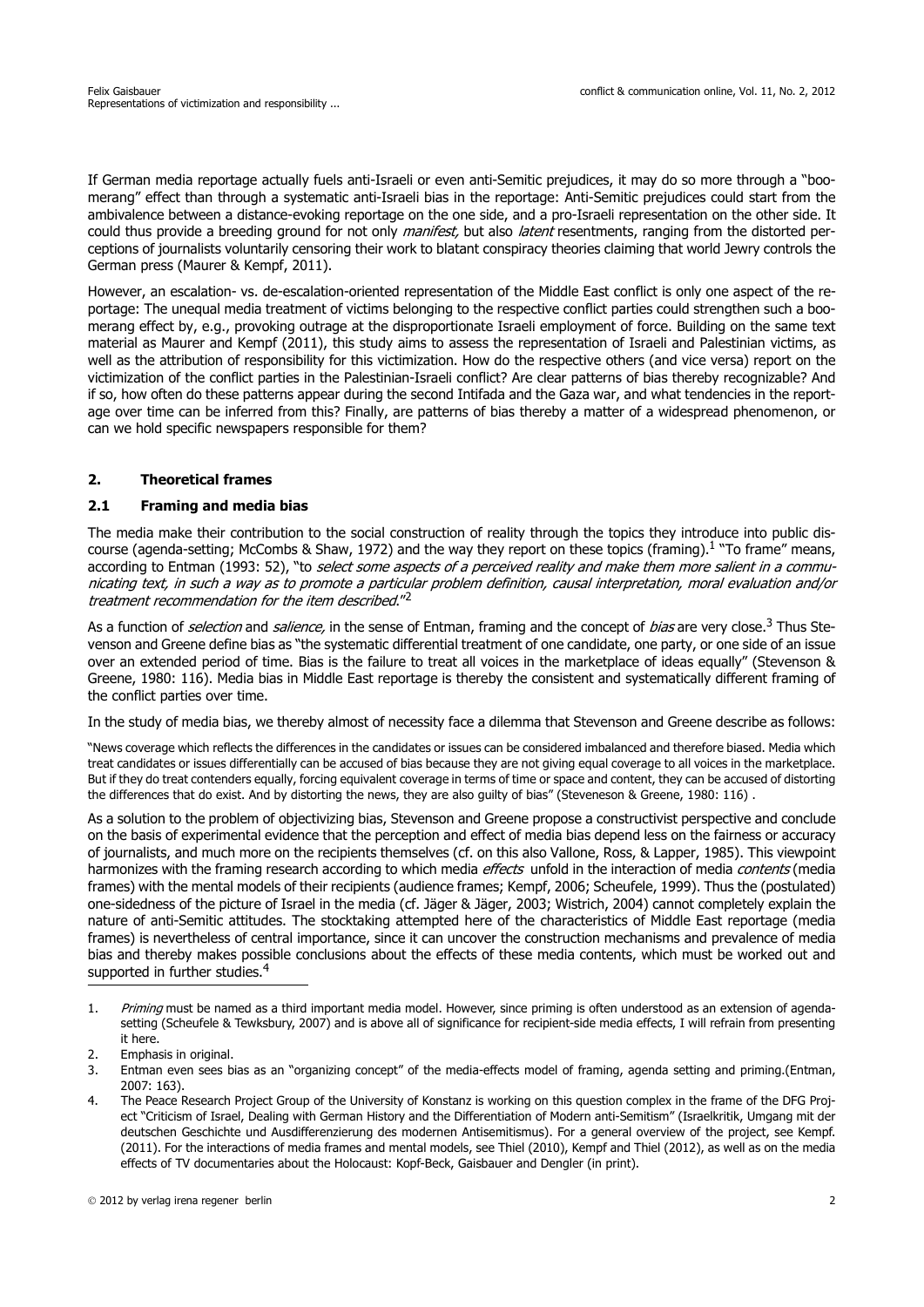If German media reportage actually fuels anti-Israeli or even anti-Semitic prejudices, it may do so more through a "boomerang" effect than through a systematic anti-Israeli bias in the reportage: Anti-Semitic prejudices could start from the ambivalence between a distance-evoking reportage on the one side, and a pro-Israeli representation on the other side. It could thus provide a breeding ground for not only *manifest,* but also *latent* resentments, ranging from the distorted perceptions of journalists voluntarily censoring their work to blatant conspiracy theories claiming that world Jewry controls the German press (Maurer & Kempf, 2011).

However, an escalation- vs. de-escalation-oriented representation of the Middle East conflict is only one aspect of the reportage: The unequal media treatment of victims belonging to the respective conflict parties could strengthen such a boomerang effect by, e.g., provoking outrage at the disproportionate Israeli employment of force. Building on the same text material as Maurer and Kempf (2011), this study aims to assess the representation of Israeli and Palestinian victims, as well as the attribution of responsibility for this victimization. How do the respective others (and vice versa) report on the victimization of the conflict parties in the Palestinian-Israeli conflict? Are clear patterns of bias thereby recognizable? And if so, how often do these patterns appear during the second Intifada and the Gaza war, and what tendencies in the reportage over time can be inferred from this? Finally, are patterns of bias thereby a matter of a widespread phenomenon, or can we hold specific newspapers responsible for them?

## 2. Theoretical frames

### 2.1 Framing and media bias

The media make their contribution to the social construction of reality through the topics they introduce into public discourse (agenda-setting; McCombs & Shaw, 1972) and the way they report on these topics (framing).[1] "To frame" means, according to Entman (1993: 52), "to *select some aspects of a perceived reality and make them more salient in a communicating text, in such a way as to promote a particular problem definition, causal interpretation, moral evaluation and/or treatment recommendation for the item described*."[2]

As a function of *selection* and *salience,* in the sense of Entman, framing and the concept of *bias* are very close.[3] Thus Stevenson and Greene define bias as "the systematic differential treatment of one candidate, one party, or one side of an issue over an extended period of time. Bias is the failure to treat all voices in the marketplace of ideas equally" (Stevenson & Greene, 1980: 116). Media bias in Middle East reportage is thereby the consistent and systematically different framing of the conflict parties over time.

In the study of media bias, we thereby almost of necessity face a dilemma that Stevenson and Greene describe as follows:

"News coverage which reflects the differences in the candidates or issues can be considered imbalanced and therefore biased. Media which treat candidates or issues differentially can be accused of bias because they are not giving equal coverage to all voices in the marketplace. But if they do treat contenders equally, forcing equivalent coverage in terms of time or space and content, they can be accused of distorting the differences that do exist. And by distorting the news, they are also guilty of bias" (Steveneson & Greene, 1980: 116) .

As a solution to the problem of objectivizing bias, Stevenson and Greene propose a constructivist perspective and conclude on the basis of experimental evidence that the perception and effect of media bias depend less on the fairness or accuracy of journalists, and much more on the recipients themselves (cf. on this also Vallone, Ross, & Lapper, 1985). This viewpoint harmonizes with the framing research according to which media *effects* unfold in the interaction of media *contents* (media frames) with the mental models of their recipients (audience frames; Kempf, 2006; Scheufele, 1999). Thus the (postulated) one-sidedness of the picture of Israel in the media (cf. Jäger & Jäger, 2003; Wistrich, 2004) cannot completely explain the nature of anti-Semitic attitudes. The stocktaking attempted here of the characteristics of Middle East reportage (media frames) is nevertheless of central importance, since it can uncover the construction mechanisms and prevalence of media bias and thereby makes possible conclusions about the effects of these media contents, which must be worked out and supported in further studies.[4]

---

1. *Priming* must be named as a third important media model. However, since priming is often understood as an extension of agenda-setting (Scheufele & Tewksbury, 2007) and is above all of significance for recipient-side media effects, I will refrain from presenting it here.
2. Emphasis in original.
3. Entman even sees bias as an "organizing concept" of the media-effects model of framing, agenda setting and priming.(Entman, 2007: 163).
4. The Peace Research Project Group of the University of Konstanz is working on this question complex in the frame of the DFG Project "Criticism of Israel, Dealing with German History and the Differentiation of Modern anti-Semitism" (Israelkritik, Umgang mit der deutschen Geschichte und Ausdifferenzierung des modernen Antisemitismus). For a general overview of the project, see Kempf. (2011). For the interactions of media frames and mental models, see Thiel (2010), Kempf and Thiel (2012), as well as on the media effects of TV documentaries about the Holocaust: Kopf-Beck, Gaisbauer and Dengler (in print).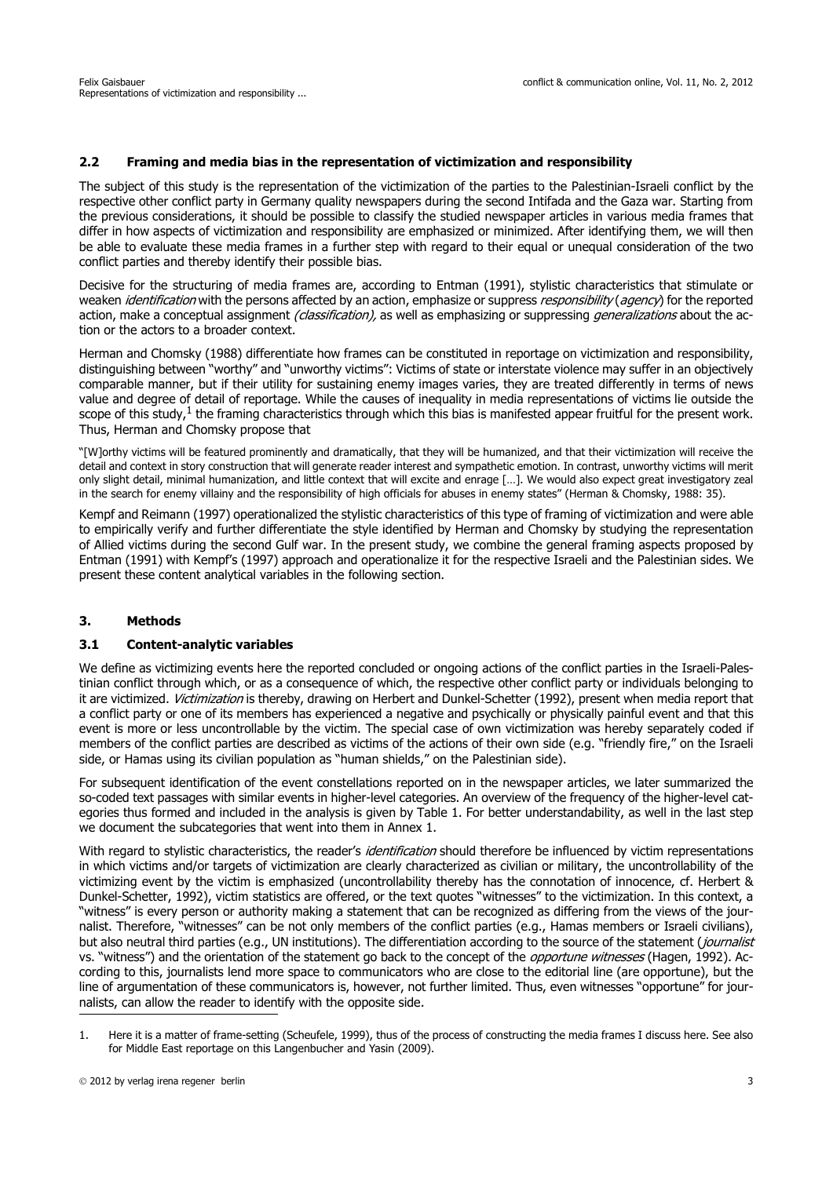### 2.2 Framing and media bias in the representation of victimization and responsibility

The subject of this study is the representation of the victimization of the parties to the Palestinian-Israeli conflict by the respective other conflict party in Germany quality newspapers during the second Intifada and the Gaza war. Starting from the previous considerations, it should be possible to classify the studied newspaper articles in various media frames that differ in how aspects of victimization and responsibility are emphasized or minimized. After identifying them, we will then be able to evaluate these media frames in a further step with regard to their equal or unequal consideration of the two conflict parties and thereby identify their possible bias.

Decisive for the structuring of media frames are, according to Entman (1991), stylistic characteristics that stimulate or weaken *identification* with the persons affected by an action, emphasize or suppress *responsibility* (*agency*) for the reported action, make a conceptual assignment *(classification),* as well as emphasizing or suppressing *generalizations* about the action or the actors to a broader context.

Herman and Chomsky (1988) differentiate how frames can be constituted in reportage on victimization and responsibility, distinguishing between "worthy" and "unworthy victims": Victims of state or interstate violence may suffer in an objectively comparable manner, but if their utility for sustaining enemy images varies, they are treated differently in terms of news value and degree of detail of reportage. While the causes of inequality in media representations of victims lie outside the scope of this study,[1] the framing characteristics through which this bias is manifested appear fruitful for the present work. Thus, Herman and Chomsky propose that

"[W]orthy victims will be featured prominently and dramatically, that they will be humanized, and that their victimization will receive the detail and context in story construction that will generate reader interest and sympathetic emotion. In contrast, unworthy victims will merit only slight detail, minimal humanization, and little context that will excite and enrage […]. We would also expect great investigatory zeal in the search for enemy villainy and the responsibility of high officials for abuses in enemy states" (Herman & Chomsky, 1988: 35).

Kempf and Reimann (1997) operationalized the stylistic characteristics of this type of framing of victimization and were able to empirically verify and further differentiate the style identified by Herman and Chomsky by studying the representation of Allied victims during the second Gulf war. In the present study, we combine the general framing aspects proposed by Entman (1991) with Kempf's (1997) approach and operationalize it for the respective Israeli and the Palestinian sides. We present these content analytical variables in the following section.

## 3. Methods

### 3.1 Content-analytic variables

We define as victimizing events here the reported concluded or ongoing actions of the conflict parties in the Israeli-Palestinian conflict through which, or as a consequence of which, the respective other conflict party or individuals belonging to it are victimized. *Victimization* is thereby, drawing on Herbert and Dunkel-Schetter (1992), present when media report that a conflict party or one of its members has experienced a negative and psychically or physically painful event and that this event is more or less uncontrollable by the victim. The special case of own victimization was hereby separately coded if members of the conflict parties are described as victims of the actions of their own side (e.g. "friendly fire," on the Israeli side, or Hamas using its civilian population as "human shields," on the Palestinian side).

For subsequent identification of the event constellations reported on in the newspaper articles, we later summarized the so-coded text passages with similar events in higher-level categories. An overview of the frequency of the higher-level categories thus formed and included in the analysis is given by Table 1. For better understandability, as well in the last step we document the subcategories that went into them in Annex 1.

With regard to stylistic characteristics, the reader's *identification* should therefore be influenced by victim representations in which victims and/or targets of victimization are clearly characterized as civilian or military, the uncontrollability of the victimizing event by the victim is emphasized (uncontrollability thereby has the connotation of innocence, cf. Herbert & Dunkel-Schetter, 1992), victim statistics are offered, or the text quotes "witnesses" to the victimization. In this context, a "witness" is every person or authority making a statement that can be recognized as differing from the views of the journalist. Therefore, "witnesses" can be not only members of the conflict parties (e.g., Hamas members or Israeli civilians), but also neutral third parties (e.g., UN institutions). The differentiation according to the source of the statement (*journalist* vs. "witness") and the orientation of the statement go back to the concept of the *opportune witnesses* (Hagen, 1992). According to this, journalists lend more space to communicators who are close to the editorial line (are opportune), but the line of argumentation of these communicators is, however, not further limited. Thus, even witnesses "opportune" for journalists, can allow the reader to identify with the opposite side.

---

1. Here it is a matter of frame-setting (Scheufele, 1999), thus of the process of constructing the media frames I discuss here. See also for Middle East reportage on this Langenbucher and Yasin (2009).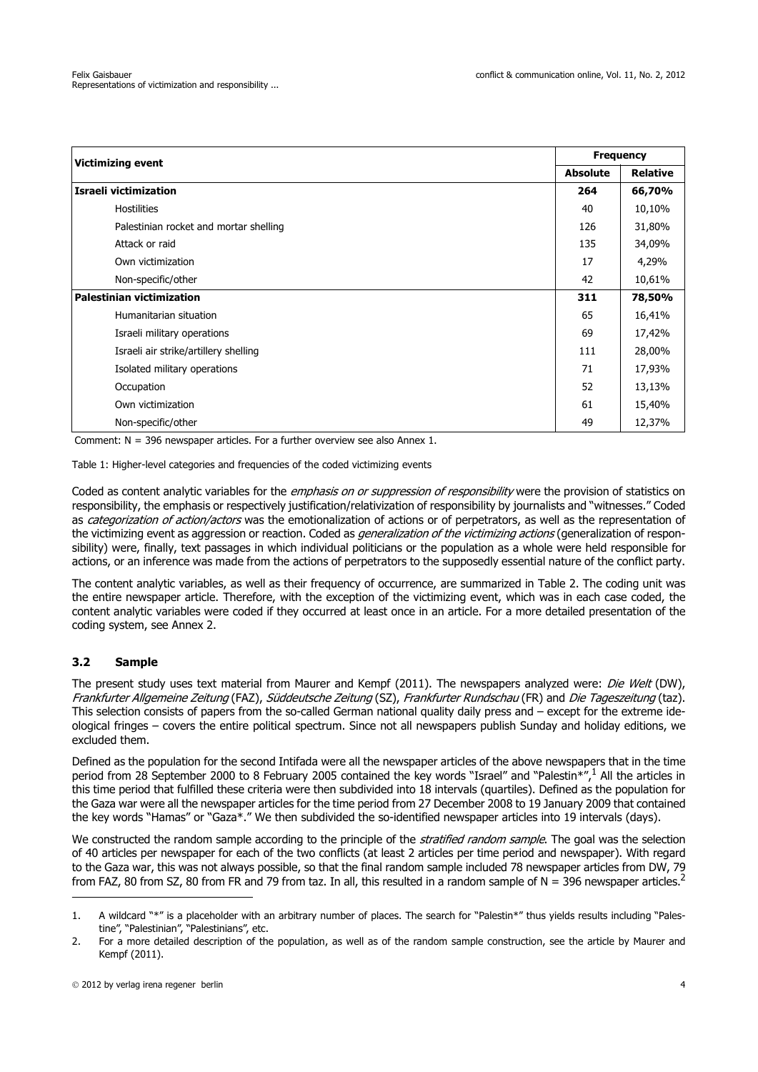| Victimizing event | Frequency | |
|---|---|---|
| | **Absolute** | **Relative** |
| **Israeli victimization** | **264** | **66,70%** |
| Hostilities | 40 | 10,10% |
| Palestinian rocket and mortar shelling | 126 | 31,80% |
| Attack or raid | 135 | 34,09% |
| Own victimization | 17 | 4,29% |
| Non-specific/other | 42 | 10,61% |
| **Palestinian victimization** | **311** | **78,50%** |
| Humanitarian situation | 65 | 16,41% |
| Israeli military operations | 69 | 17,42% |
| Israeli air strike/artillery shelling | 111 | 28,00% |
| Isolated military operations | 71 | 17,93% |
| Occupation | 52 | 13,13% |
| Own victimization | 61 | 15,40% |
| Non-specific/other | 49 | 12,37% |

Comment: N = 396 newspaper articles. For a further overview see also Annex 1.

Table 1: Higher-level categories and frequencies of the coded victimizing events

Coded as content analytic variables for the *emphasis on or suppression of responsibility* were the provision of statistics on responsibility, the emphasis or respectively justification/relativization of responsibility by journalists and "witnesses." Coded as *categorization of action/actors* was the emotionalization of actions or of perpetrators, as well as the representation of the victimizing event as aggression or reaction. Coded as *generalization of the victimizing actions* (generalization of responsibility) were, finally, text passages in which individual politicians or the population as a whole were held responsible for actions, or an inference was made from the actions of perpetrators to the supposedly essential nature of the conflict party.

The content analytic variables, as well as their frequency of occurrence, are summarized in Table 2. The coding unit was the entire newspaper article. Therefore, with the exception of the victimizing event, which was in each case coded, the content analytic variables were coded if they occurred at least once in an article. For a more detailed presentation of the coding system, see Annex 2.

## 3.2 Sample

The present study uses text material from Maurer and Kempf (2011). The newspapers analyzed were: *Die Welt* (DW), *Frankfurter Allgemeine Zeitung* (FAZ), *Süddeutsche Zeitung* (SZ), *Frankfurter Rundschau* (FR) and *Die Tageszeitung* (taz). This selection consists of papers from the so-called German national quality daily press and – except for the extreme ideological fringes – covers the entire political spectrum. Since not all newspapers publish Sunday and holiday editions, we excluded them.

Defined as the population for the second Intifada were all the newspaper articles of the above newspapers that in the time period from 28 September 2000 to 8 February 2005 contained the key words "Israel" and "Palestin*",[1] All the articles in this time period that fulfilled these criteria were then subdivided into 18 intervals (quartiles). Defined as the population for the Gaza war were all the newspaper articles for the time period from 27 December 2008 to 19 January 2009 that contained the key words "Hamas" or "Gaza*." We then subdivided the so-identified newspaper articles into 19 intervals (days).

We constructed the random sample according to the principle of the *stratified random sample*. The goal was the selection of 40 articles per newspaper for each of the two conflicts (at least 2 articles per time period and newspaper). With regard to the Gaza war, this was not always possible, so that the final random sample included 78 newspaper articles from DW, 79 from FAZ, 80 from SZ, 80 from FR and 79 from taz. In all, this resulted in a random sample of N = 396 newspaper articles.[2]

1. A wildcard "*" is a placeholder with an arbitrary number of places. The search for "Palestin*" thus yields results including "Palestine", "Palestinian", "Palestinians", etc.
2. For a more detailed description of the population, as well as of the random sample construction, see the article by Maurer and Kempf (2011).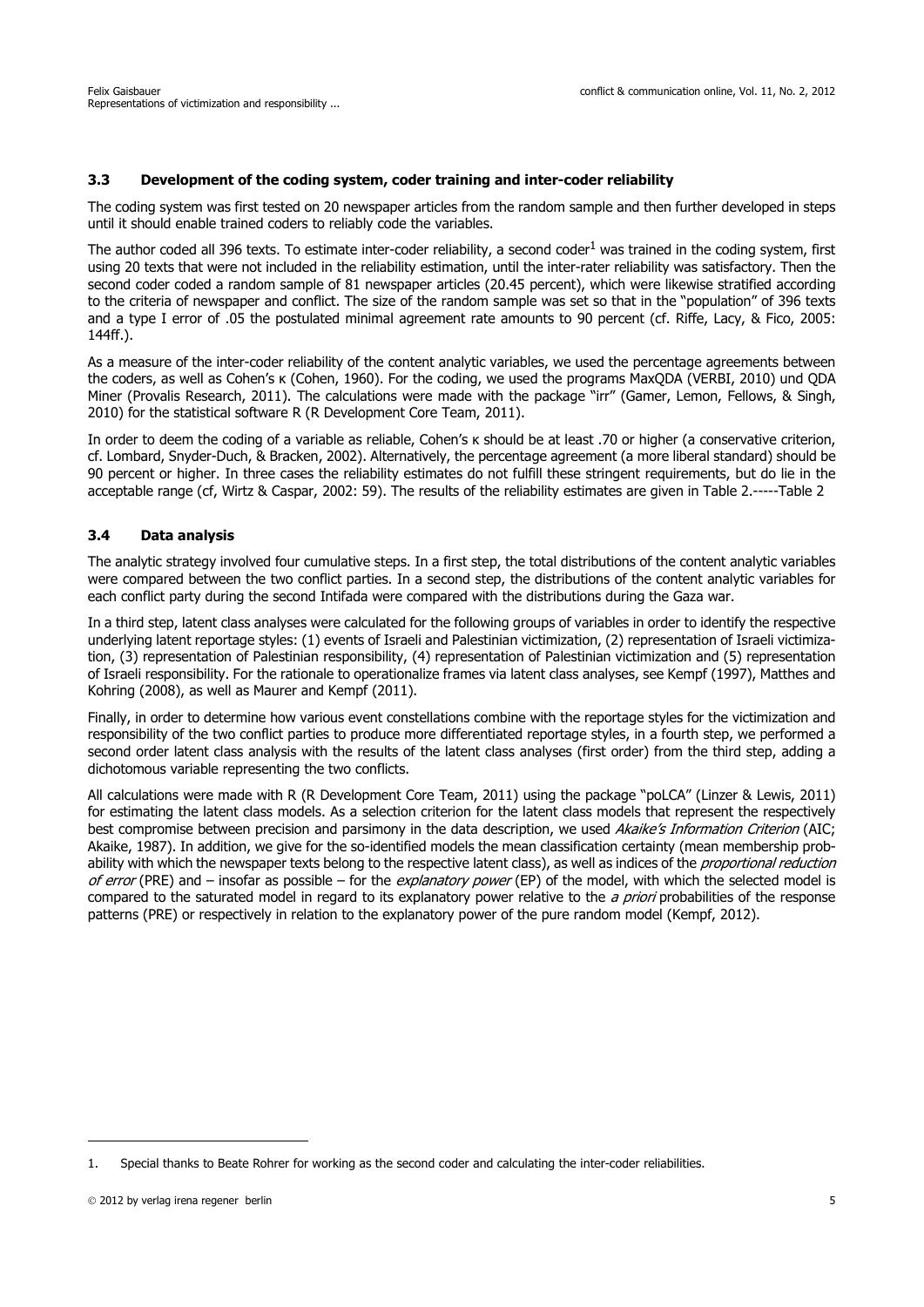### 3.3 Development of the coding system, coder training and inter-coder reliability

The coding system was first tested on 20 newspaper articles from the random sample and then further developed in steps until it should enable trained coders to reliably code the variables.

The author coded all 396 texts. To estimate inter-coder reliability, a second coder[1] was trained in the coding system, first using 20 texts that were not included in the reliability estimation, until the inter-rater reliability was satisfactory. Then the second coder coded a random sample of 81 newspaper articles (20.45 percent), which were likewise stratified according to the criteria of newspaper and conflict. The size of the random sample was set so that in the "population" of 396 texts and a type I error of .05 the postulated minimal agreement rate amounts to 90 percent (cf. Riffe, Lacy, & Fico, 2005: 144ff.).

As a measure of the inter-coder reliability of the content analytic variables, we used the percentage agreements between the coders, as well as Cohen's κ (Cohen, 1960). For the coding, we used the programs MaxQDA (VERBI, 2010) und QDA Miner (Provalis Research, 2011). The calculations were made with the package "irr" (Gamer, Lemon, Fellows, & Singh, 2010) for the statistical software R (R Development Core Team, 2011).

In order to deem the coding of a variable as reliable, Cohen's κ should be at least .70 or higher (a conservative criterion, cf. Lombard, Snyder-Duch, & Bracken, 2002). Alternatively, the percentage agreement (a more liberal standard) should be 90 percent or higher. In three cases the reliability estimates do not fulfill these stringent requirements, but do lie in the acceptable range (cf, Wirtz & Caspar, 2002: 59). The results of the reliability estimates are given in Table 2.-----Table 2

### 3.4 Data analysis

The analytic strategy involved four cumulative steps. In a first step, the total distributions of the content analytic variables were compared between the two conflict parties. In a second step, the distributions of the content analytic variables for each conflict party during the second Intifada were compared with the distributions during the Gaza war.

In a third step, latent class analyses were calculated for the following groups of variables in order to identify the respective underlying latent reportage styles: (1) events of Israeli and Palestinian victimization, (2) representation of Israeli victimization, (3) representation of Palestinian responsibility, (4) representation of Palestinian victimization and (5) representation of Israeli responsibility. For the rationale to operationalize frames via latent class analyses, see Kempf (1997), Matthes and Kohring (2008), as well as Maurer and Kempf (2011).

Finally, in order to determine how various event constellations combine with the reportage styles for the victimization and responsibility of the two conflict parties to produce more differentiated reportage styles, in a fourth step, we performed a second order latent class analysis with the results of the latent class analyses (first order) from the third step, adding a dichotomous variable representing the two conflicts.

All calculations were made with R (R Development Core Team, 2011) using the package "poLCA" (Linzer & Lewis, 2011) for estimating the latent class models. As a selection criterion for the latent class models that represent the respectively best compromise between precision and parsimony in the data description, we used *Akaike's Information Criterion* (AIC; Akaike, 1987). In addition, we give for the so-identified models the mean classification certainty (mean membership probability with which the newspaper texts belong to the respective latent class), as well as indices of the *proportional reduction of error* (PRE) and – insofar as possible – for the *explanatory power* (EP) of the model, with which the selected model is compared to the saturated model in regard to its explanatory power relative to the *a priori* probabilities of the response patterns (PRE) or respectively in relation to the explanatory power of the pure random model (Kempf, 2012).

---

1. Special thanks to Beate Rohrer for working as the second coder and calculating the inter-coder reliabilities.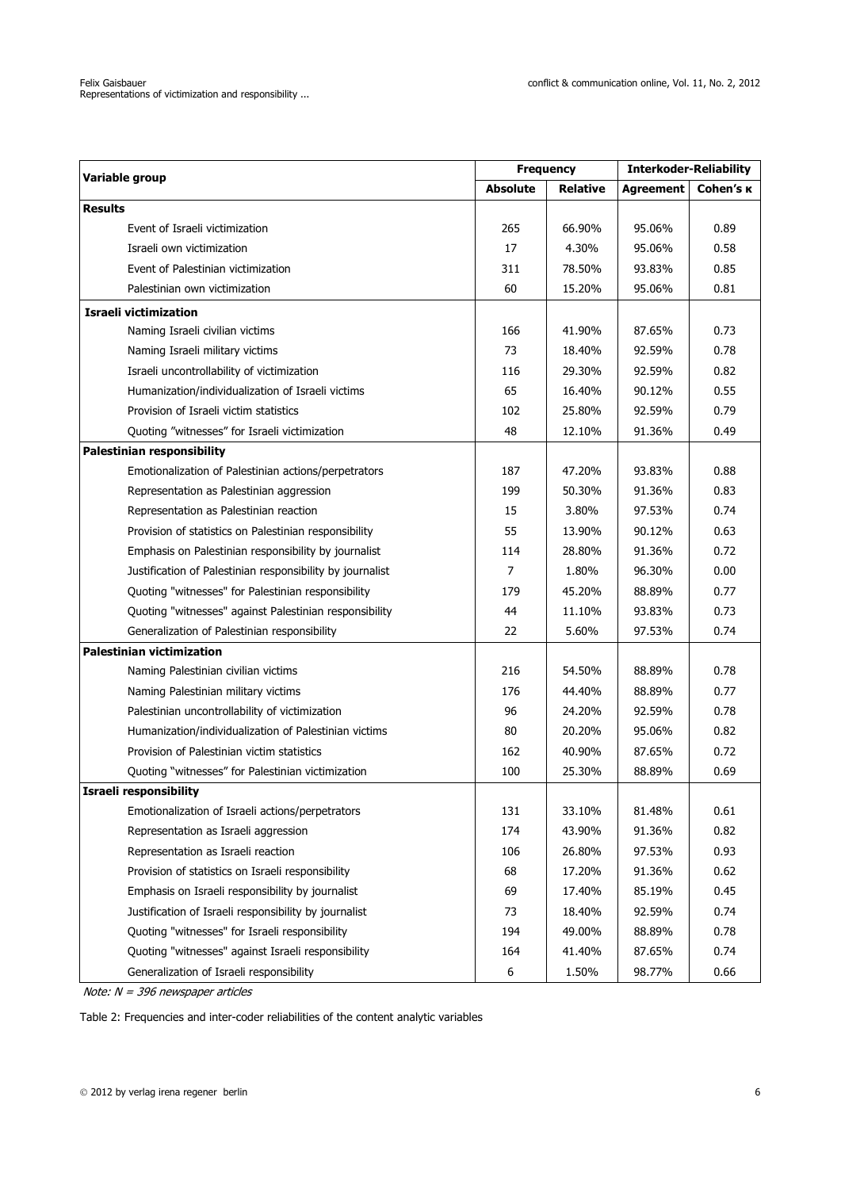| Variable group | Frequency | | Interkoder-Reliability | |
|---|---|---|---|---|
| | Absolute | Relative | Agreement | Cohen's κ |
| **Results** | | | | |
| Event of Israeli victimization | 265 | 66.90% | 95.06% | 0.89 |
| Israeli own victimization | 17 | 4.30% | 95.06% | 0.58 |
| Event of Palestinian victimization | 311 | 78.50% | 93.83% | 0.85 |
| Palestinian own victimization | 60 | 15.20% | 95.06% | 0.81 |
| **Israeli victimization** | | | | |
| Naming Israeli civilian victims | 166 | 41.90% | 87.65% | 0.73 |
| Naming Israeli military victims | 73 | 18.40% | 92.59% | 0.78 |
| Israeli uncontrollability of victimization | 116 | 29.30% | 92.59% | 0.82 |
| Humanization/individualization of Israeli victims | 65 | 16.40% | 90.12% | 0.55 |
| Provision of Israeli victim statistics | 102 | 25.80% | 92.59% | 0.79 |
| Quoting "witnesses" for Israeli victimization | 48 | 12.10% | 91.36% | 0.49 |
| **Palestinian responsibility** | | | | |
| Emotionalization of Palestinian actions/perpetrators | 187 | 47.20% | 93.83% | 0.88 |
| Representation as Palestinian aggression | 199 | 50.30% | 91.36% | 0.83 |
| Representation as Palestinian reaction | 15 | 3.80% | 97.53% | 0.74 |
| Provision of statistics on Palestinian responsibility | 55 | 13.90% | 90.12% | 0.63 |
| Emphasis on Palestinian responsibility by journalist | 114 | 28.80% | 91.36% | 0.72 |
| Justification of Palestinian responsibility by journalist | 7 | 1.80% | 96.30% | 0.00 |
| Quoting "witnesses" for Palestinian responsibility | 179 | 45.20% | 88.89% | 0.77 |
| Quoting "witnesses" against Palestinian responsibility | 44 | 11.10% | 93.83% | 0.73 |
| Generalization of Palestinian responsibility | 22 | 5.60% | 97.53% | 0.74 |
| **Palestinian victimization** | | | | |
| Naming Palestinian civilian victims | 216 | 54.50% | 88.89% | 0.78 |
| Naming Palestinian military victims | 176 | 44.40% | 88.89% | 0.77 |
| Palestinian uncontrollability of victimization | 96 | 24.20% | 92.59% | 0.78 |
| Humanization/individualization of Palestinian victims | 80 | 20.20% | 95.06% | 0.82 |
| Provision of Palestinian victim statistics | 162 | 40.90% | 87.65% | 0.72 |
| Quoting "witnesses" for Palestinian victimization | 100 | 25.30% | 88.89% | 0.69 |
| **Israeli responsibility** | | | | |
| Emotionalization of Israeli actions/perpetrators | 131 | 33.10% | 81.48% | 0.61 |
| Representation as Israeli aggression | 174 | 43.90% | 91.36% | 0.82 |
| Representation as Israeli reaction | 106 | 26.80% | 97.53% | 0.93 |
| Provision of statistics on Israeli responsibility | 68 | 17.20% | 91.36% | 0.62 |
| Emphasis on Israeli responsibility by journalist | 69 | 17.40% | 85.19% | 0.45 |
| Justification of Israeli responsibility by journalist | 73 | 18.40% | 92.59% | 0.74 |
| Quoting "witnesses" for Israeli responsibility | 194 | 49.00% | 88.89% | 0.78 |
| Quoting "witnesses" against Israeli responsibility | 164 | 41.40% | 87.65% | 0.74 |
| Generalization of Israeli responsibility | 6 | 1.50% | 98.77% | 0.66 |

*Note: $N$ = 396 newspaper articles*

Table 2: Frequencies and inter-coder reliabilities of the content analytic variables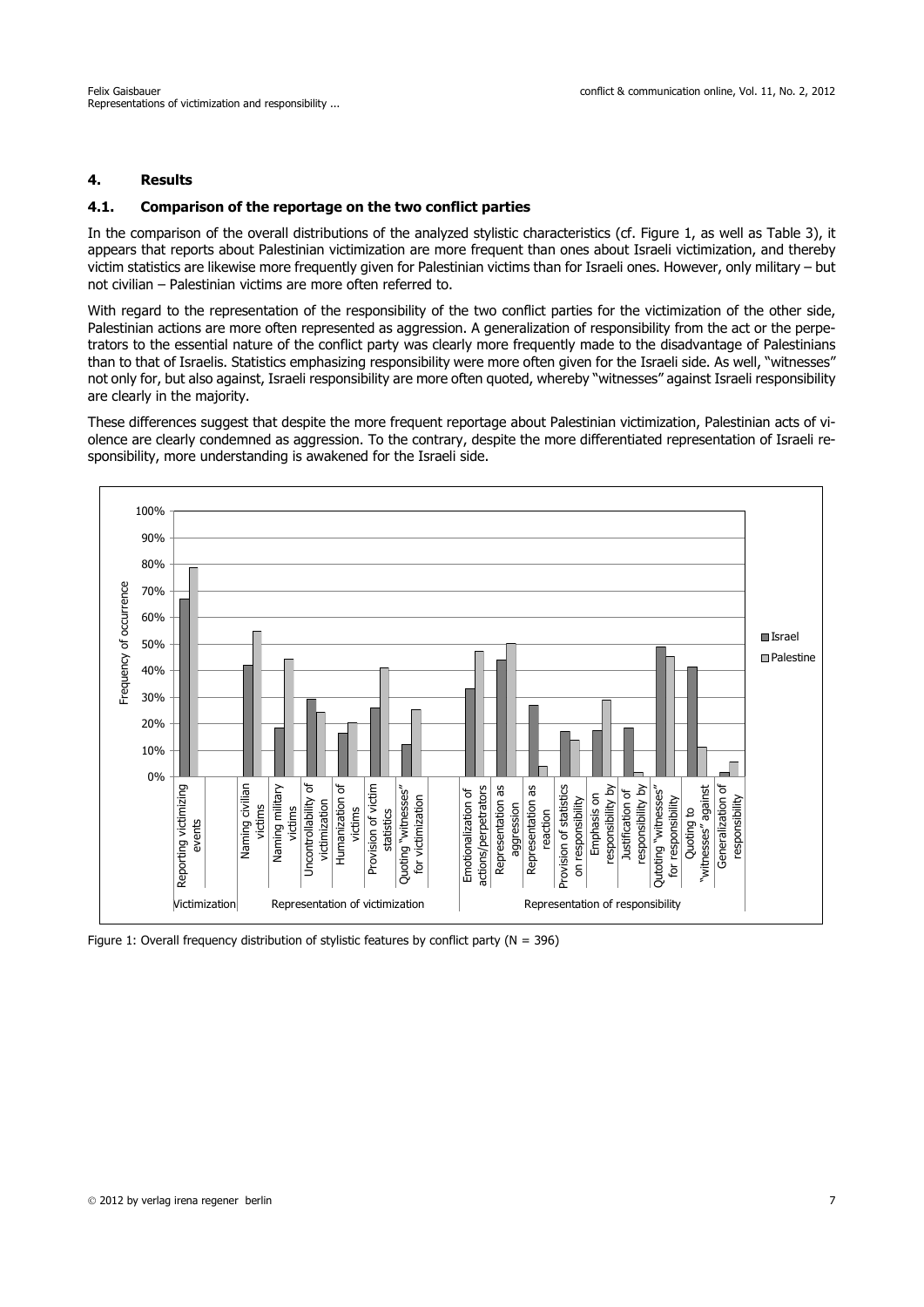## 4. Results

### 4.1. Comparison of the reportage on the two conflict parties

In the comparison of the overall distributions of the analyzed stylistic characteristics (cf. Figure 1, as well as Table 3), it appears that reports about Palestinian victimization are more frequent than ones about Israeli victimization, and thereby victim statistics are likewise more frequently given for Palestinian victims than for Israeli ones. However, only military – but not civilian – Palestinian victims are more often referred to.

With regard to the representation of the responsibility of the two conflict parties for the victimization of the other side, Palestinian actions are more often represented as aggression. A generalization of responsibility from the act or the perpetrators to the essential nature of the conflict party was clearly more frequently made to the disadvantage of Palestinians than to that of Israelis. Statistics emphasizing responsibility were more often given for the Israeli side. As well, "witnesses" not only for, but also against, Israeli responsibility are more often quoted, whereby "witnesses" against Israeli responsibility are clearly in the majority.

These differences suggest that despite the more frequent reportage about Palestinian victimization, Palestinian acts of violence are clearly condemned as aggression. To the contrary, despite the more differentiated representation of Israeli responsibility, more understanding is awakened for the Israeli side.

Figure 1: Overall frequency distribution of stylistic features by conflict party (N = 396)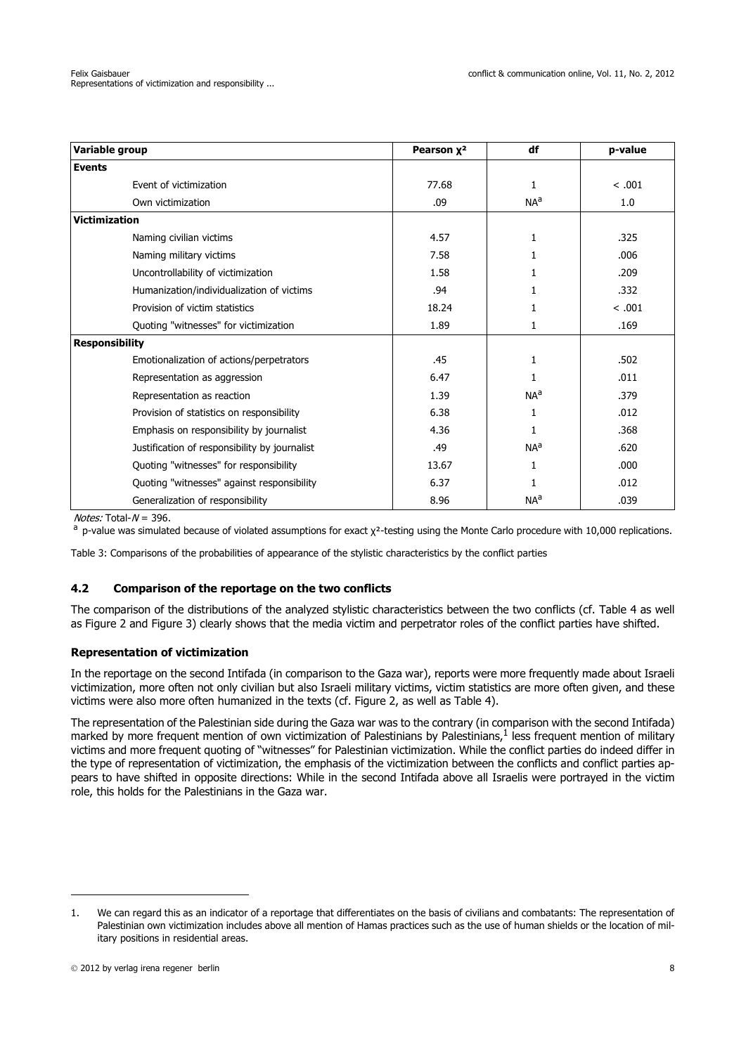| Variable group | Pearson $\chi^2$ | df | p-value |
|---|---|---|---|
| **Events** | | | |
| Event of victimization | 77.68 | 1 | < .001 |
| Own victimization | .09 | NA[a] | 1.0 |
| **Victimization** | | | |
| Naming civilian victims | 4.57 | 1 | .325 |
| Naming military victims | 7.58 | 1 | .006 |
| Uncontrollability of victimization | 1.58 | 1 | .209 |
| Humanization/individualization of victims | .94 | 1 | .332 |
| Provision of victim statistics | 18.24 | 1 | < .001 |
| Quoting "witnesses" for victimization | 1.89 | 1 | .169 |
| **Responsibility** | | | |
| Emotionalization of actions/perpetrators | .45 | 1 | .502 |
| Representation as aggression | 6.47 | 1 | .011 |
| Representation as reaction | 1.39 | NA[a] | .379 |
| Provision of statistics on responsibility | 6.38 | 1 | .012 |
| Emphasis on responsibility by journalist | 4.36 | 1 | .368 |
| Justification of responsibility by journalist | .49 | NA[a] | .620 |
| Quoting "witnesses" for responsibility | 13.67 | 1 | .000 |
| Quoting "witnesses" against responsibility | 6.37 | 1 | .012 |
| Generalization of responsibility | 8.96 | NA[a] | .039 |

*Notes:* Total-$N$ = 396.

[a] p-value was simulated because of violated assumptions for exact $\chi^2$-testing using the Monte Carlo procedure with 10,000 replications.

Table 3: Comparisons of the probabilities of appearance of the stylistic characteristics by the conflict parties

## 4.2 Comparison of the reportage on the two conflicts

The comparison of the distributions of the analyzed stylistic characteristics between the two conflicts (cf. Table 4 as well as Figure 2 and Figure 3) clearly shows that the media victim and perpetrator roles of the conflict parties have shifted.

### Representation of victimization

In the reportage on the second Intifada (in comparison to the Gaza war), reports were more frequently made about Israeli victimization, more often not only civilian but also Israeli military victims, victim statistics are more often given, and these victims were also more often humanized in the texts (cf. Figure 2, as well as Table 4).

The representation of the Palestinian side during the Gaza war was to the contrary (in comparison with the second Intifada) marked by more frequent mention of own victimization of Palestinians by Palestinians,[1] less frequent mention of military victims and more frequent quoting of "witnesses" for Palestinian victimization. While the conflict parties do indeed differ in the type of representation of victimization, the emphasis of the victimization between the conflicts and conflict parties appears to have shifted in opposite directions: While in the second Intifada above all Israelis were portrayed in the victim role, this holds for the Palestinians in the Gaza war.

---

1. We can regard this as an indicator of a reportage that differentiates on the basis of civilians and combatants: The representation of Palestinian own victimization includes above all mention of Hamas practices such as the use of human shields or the location of military positions in residential areas.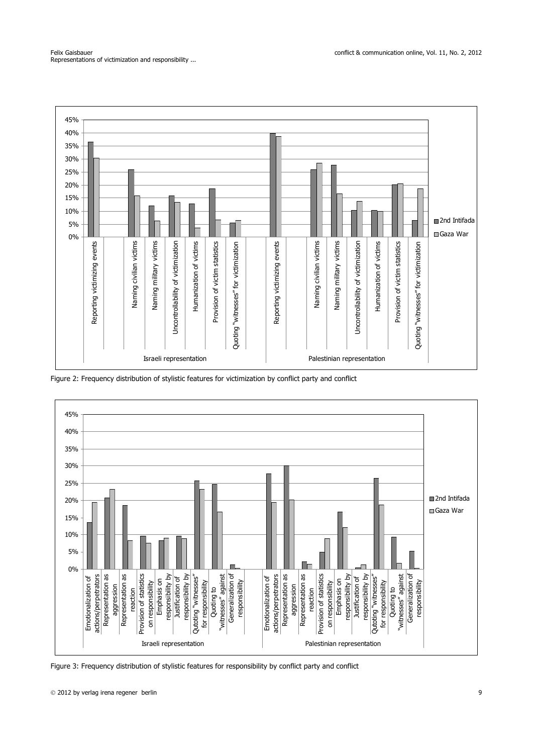Figure 2: Frequency distribution of stylistic features for victimization by conflict party and conflict

Figure 3: Frequency distribution of stylistic features for responsibility by conflict party and conflict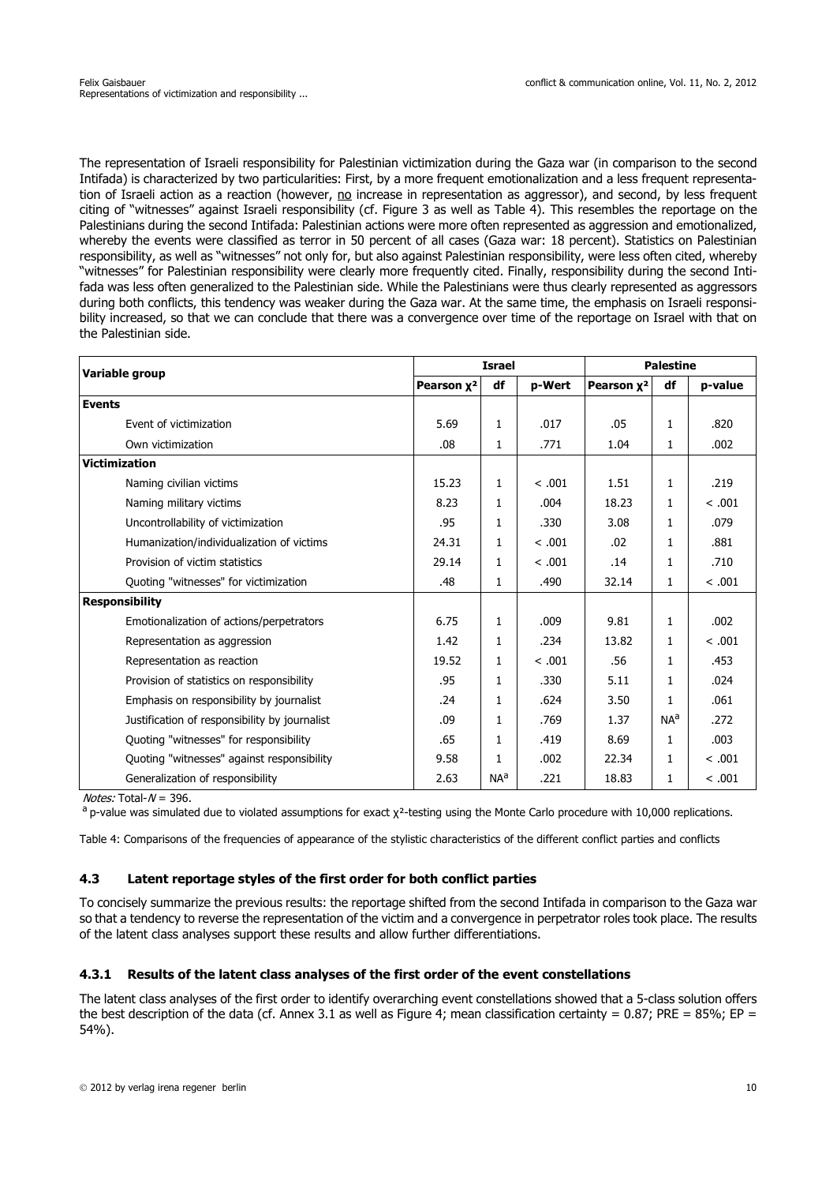The representation of Israeli responsibility for Palestinian victimization during the Gaza war (in comparison to the second Intifada) is characterized by two particularities: First, by a more frequent emotionalization and a less frequent representation of Israeli action as a reaction (however, no increase in representation as aggressor), and second, by less frequent citing of "witnesses" against Israeli responsibility (cf. Figure 3 as well as Table 4). This resembles the reportage on the Palestinians during the second Intifada: Palestinian actions were more often represented as aggression and emotionalized, whereby the events were classified as terror in 50 percent of all cases (Gaza war: 18 percent). Statistics on Palestinian responsibility, as well as "witnesses" not only for, but also against Palestinian responsibility, were less often cited, whereby "witnesses" for Palestinian responsibility were clearly more frequently cited. Finally, responsibility during the second Intifada was less often generalized to the Palestinian side. While the Palestinians were thus clearly represented as aggressors during both conflicts, this tendency was weaker during the Gaza war. At the same time, the emphasis on Israeli responsibility increased, so that we can conclude that there was a convergence over time of the reportage on Israel with that on the Palestinian side.

| Variable group | Israel | | | Palestine | | |
|---|---|---|---|---|---|---|
| | Pearson $\chi^2$ | df | p-Wert | Pearson $\chi^2$ | df | p-value |
| **Events** | | | | | | |
| Event of victimization | 5.69 | 1 | .017 | .05 | 1 | .820 |
| Own victimization | .08 | 1 | .771 | 1.04 | 1 | .002 |
| **Victimization** | | | | | | |
| Naming civilian victims | 15.23 | 1 | < .001 | 1.51 | 1 | .219 |
| Naming military victims | 8.23 | 1 | .004 | 18.23 | 1 | < .001 |
| Uncontrollability of victimization | .95 | 1 | .330 | 3.08 | 1 | .079 |
| Humanization/individualization of victims | 24.31 | 1 | < .001 | .02 | 1 | .881 |
| Provision of victim statistics | 29.14 | 1 | < .001 | .14 | 1 | .710 |
| Quoting "witnesses" for victimization | .48 | 1 | .490 | 32.14 | 1 | < .001 |
| **Responsibility** | | | | | | |
| Emotionalization of actions/perpetrators | 6.75 | 1 | .009 | 9.81 | 1 | .002 |
| Representation as aggression | 1.42 | 1 | .234 | 13.82 | 1 | < .001 |
| Representation as reaction | 19.52 | 1 | < .001 | .56 | 1 | .453 |
| Provision of statistics on responsibility | .95 | 1 | .330 | 5.11 | 1 | .024 |
| Emphasis on responsibility by journalist | .24 | 1 | .624 | 3.50 | 1 | .061 |
| Justification of responsibility by journalist | .09 | 1 | .769 | 1.37 | NA[a] | .272 |
| Quoting "witnesses" for responsibility | .65 | 1 | .419 | 8.69 | 1 | .003 |
| Quoting "witnesses" against responsibility | 9.58 | 1 | .002 | 22.34 | 1 | < .001 |
| Generalization of responsibility | 2.63 | NA[a] | .221 | 18.83 | 1 | < .001 |

*Notes:* Total-$N$ = 396.

[a] p-value was simulated due to violated assumptions for exact $\chi^2$-testing using the Monte Carlo procedure with 10,000 replications.

Table 4: Comparisons of the frequencies of appearance of the stylistic characteristics of the different conflict parties and conflicts

### 4.3 Latent reportage styles of the first order for both conflict parties

To concisely summarize the previous results: the reportage shifted from the second Intifada in comparison to the Gaza war so that a tendency to reverse the representation of the victim and a convergence in perpetrator roles took place. The results of the latent class analyses support these results and allow further differentiations.

#### 4.3.1 Results of the latent class analyses of the first order of the event constellations

The latent class analyses of the first order to identify overarching event constellations showed that a 5-class solution offers the best description of the data (cf. Annex 3.1 as well as Figure 4; mean classification certainty = 0.87; PRE = 85%; EP = 54%).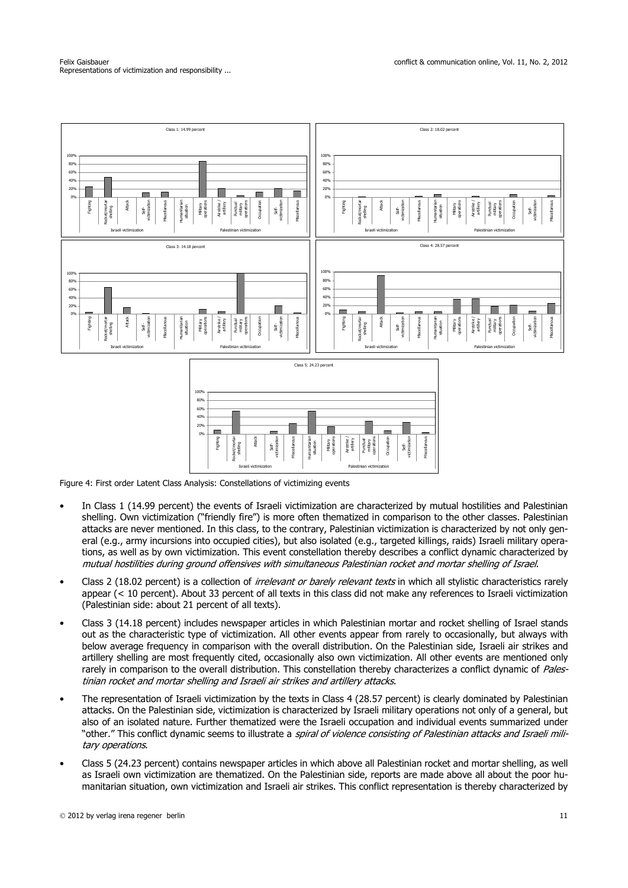Figure 4: First order Latent Class Analysis: Constellations of victimizing events

- In Class 1 (14.99 percent) the events of Israeli victimization are characterized by mutual hostilities and Palestinian shelling. Own victimization ("friendly fire") is more often thematized in comparison to the other classes. Palestinian attacks are never mentioned. In this class, to the contrary, Palestinian victimization is characterized by not only general (e.g., army incursions into occupied cities), but also isolated (e.g., targeted killings, raids) Israeli military operations, as well as by own victimization. This event constellation thereby describes a conflict dynamic characterized by *mutual hostilities during ground offensives with simultaneous Palestinian rocket and mortar shelling of Israel*.
- Class 2 (18.02 percent) is a collection of *irrelevant or barely relevant texts* in which all stylistic characteristics rarely appear (< 10 percent). About 33 percent of all texts in this class did not make any references to Israeli victimization (Palestinian side: about 21 percent of all texts).
- Class 3 (14.18 percent) includes newspaper articles in which Palestinian mortar and rocket shelling of Israel stands out as the characteristic type of victimization. All other events appear from rarely to occasionally, but always with below average frequency in comparison with the overall distribution. On the Palestinian side, Israeli air strikes and artillery shelling are most frequently cited, occasionally also own victimization. All other events are mentioned only rarely in comparison to the overall distribution. This constellation thereby characterizes a conflict dynamic of *Palestinian rocket and mortar shelling and Israeli air strikes and artillery attacks*.
- The representation of Israeli victimization by the texts in Class 4 (28.57 percent) is clearly dominated by Palestinian attacks. On the Palestinian side, victimization is characterized by Israeli military operations not only of a general, but also of an isolated nature. Further thematized were the Israeli occupation and individual events summarized under "other." This conflict dynamic seems to illustrate a *spiral of violence consisting of Palestinian attacks and Israeli military operations*.
- Class 5 (24.23 percent) contains newspaper articles in which above all Palestinian rocket and mortar shelling, as well as Israeli own victimization are thematized. On the Palestinian side, reports are made above all about the poor humanitarian situation, own victimization and Israeli air strikes. This conflict representation is thereby characterized by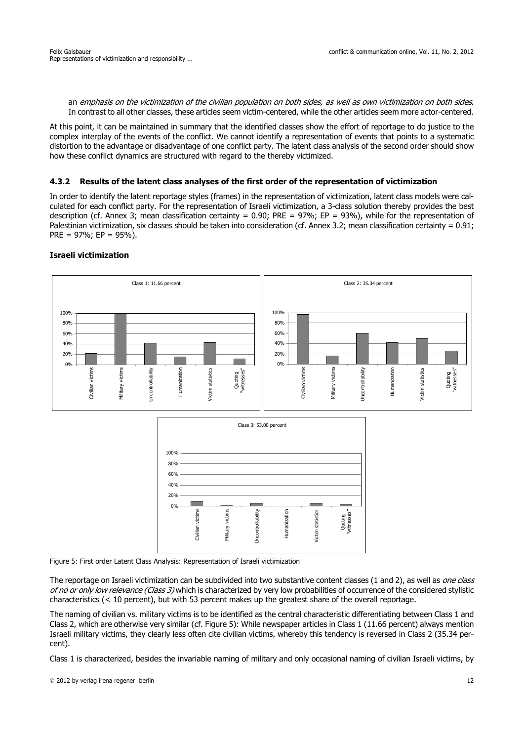an *emphasis on the victimization of the civilian population on both sides, as well as own victimization on both sides*. In contrast to all other classes, these articles seem victim-centered, while the other articles seem more actor-centered.

At this point, it can be maintained in summary that the identified classes show the effort of reportage to do justice to the complex interplay of the events of the conflict. We cannot identify a representation of events that points to a systematic distortion to the advantage or disadvantage of one conflict party. The latent class analysis of the second order should show how these conflict dynamics are structured with regard to the thereby victimized.

### 4.3.2 Results of the latent class analyses of the first order of the representation of victimization

In order to identify the latent reportage styles (frames) in the representation of victimization, latent class models were calculated for each conflict party. For the representation of Israeli victimization, a 3-class solution thereby provides the best description (cf. Annex 3; mean classification certainty = 0.90; PRE = 97%; EP = 93%), while for the representation of Palestinian victimization, six classes should be taken into consideration (cf. Annex 3.2; mean classification certainty = 0.91; PRE = 97%; EP = 95%).

**Israeli victimization**

Figure 5: First order Latent Class Analysis: Representation of Israeli victimization

The reportage on Israeli victimization can be subdivided into two substantive content classes (1 and 2), as well as *one class of no or only low relevance (Class 3)* which is characterized by very low probabilities of occurrence of the considered stylistic characteristics (< 10 percent), but with 53 percent makes up the greatest share of the overall reportage.

The naming of civilian vs. military victims is to be identified as the central characteristic differentiating between Class 1 and Class 2, which are otherwise very similar (cf. Figure 5): While newspaper articles in Class 1 (11.66 percent) always mention Israeli military victims, they clearly less often cite civilian victims, whereby this tendency is reversed in Class 2 (35.34 percent).

Class 1 is characterized, besides the invariable naming of military and only occasional naming of civilian Israeli victims, by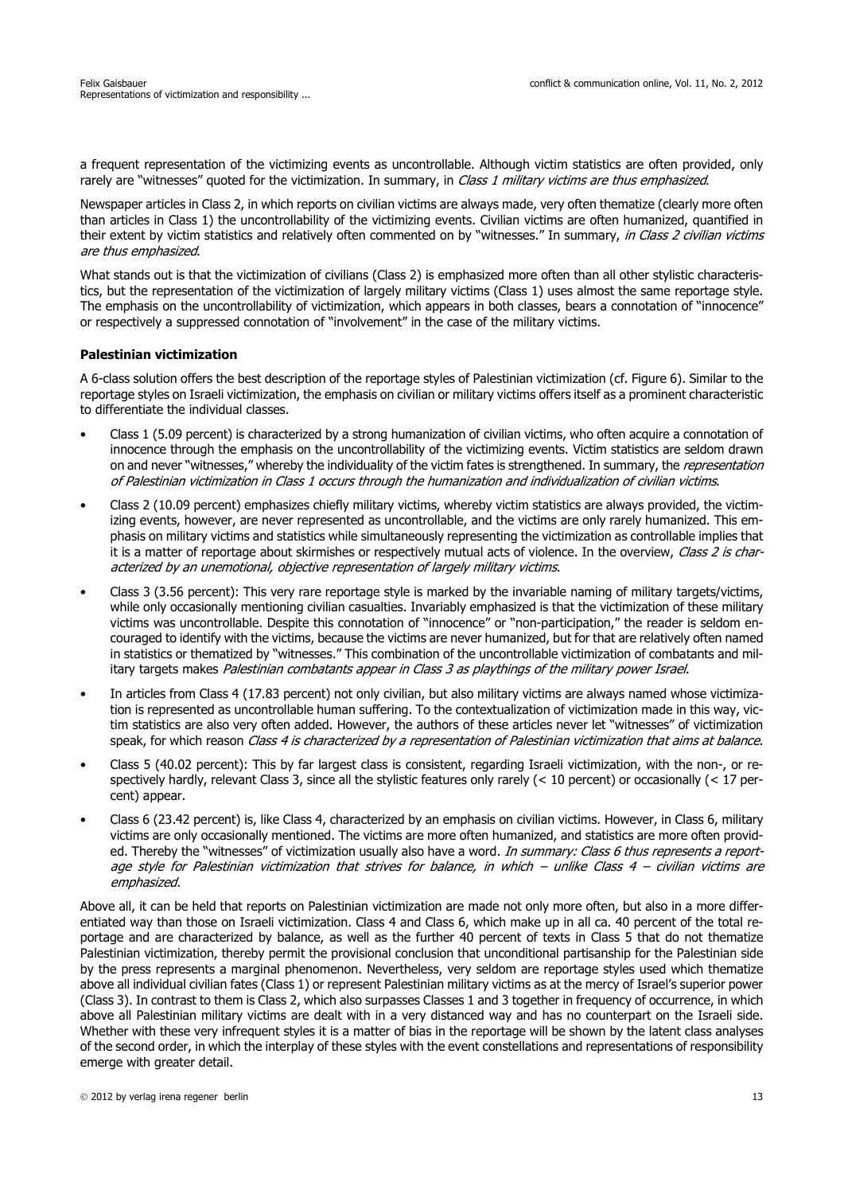a frequent representation of the victimizing events as uncontrollable. Although victim statistics are often provided, only rarely are "witnesses" quoted for the victimization. In summary, in *Class 1 military victims are thus emphasized*.

Newspaper articles in Class 2, in which reports on civilian victims are always made, very often thematize (clearly more often than articles in Class 1) the uncontrollability of the victimizing events. Civilian victims are often humanized, quantified in their extent by victim statistics and relatively often commented on by "witnesses." In summary, *in Class 2 civilian victims are thus emphasized*.

What stands out is that the victimization of civilians (Class 2) is emphasized more often than all other stylistic characteristics, but the representation of the victimization of largely military victims (Class 1) uses almost the same reportage style. The emphasis on the uncontrollability of victimization, which appears in both classes, bears a connotation of "innocence" or respectively a suppressed connotation of "involvement" in the case of the military victims.

### Palestinian victimization

A 6-class solution offers the best description of the reportage styles of Palestinian victimization (cf. Figure 6). Similar to the reportage styles on Israeli victimization, the emphasis on civilian or military victims offers itself as a prominent characteristic to differentiate the individual classes.

- Class 1 (5.09 percent) is characterized by a strong humanization of civilian victims, who often acquire a connotation of innocence through the emphasis on the uncontrollability of the victimizing events. Victim statistics are seldom drawn on and never "witnesses," whereby the individuality of the victim fates is strengthened. In summary, the *representation of Palestinian victimization in Class 1 occurs through the humanization and individualization of civilian victims*.
- Class 2 (10.09 percent) emphasizes chiefly military victims, whereby victim statistics are always provided, the victimizing events, however, are never represented as uncontrollable, and the victims are only rarely humanized. This emphasis on military victims and statistics while simultaneously representing the victimization as controllable implies that it is a matter of reportage about skirmishes or respectively mutual acts of violence. In the overview, *Class 2 is characterized by an unemotional, objective representation of largely military victims*.
- Class 3 (3.56 percent): This very rare reportage style is marked by the invariable naming of military targets/victims, while only occasionally mentioning civilian casualties. Invariably emphasized is that the victimization of these military victims was uncontrollable. Despite this connotation of "innocence" or "non-participation," the reader is seldom encouraged to identify with the victims, because the victims are never humanized, but for that are relatively often named in statistics or thematized by "witnesses." This combination of the uncontrollable victimization of combatants and military targets makes *Palestinian combatants appear in Class 3 as playthings of the military power Israel*.
- In articles from Class 4 (17.83 percent) not only civilian, but also military victims are always named whose victimization is represented as uncontrollable human suffering. To the contextualization of victimization made in this way, victim statistics are also very often added. However, the authors of these articles never let "witnesses" of victimization speak, for which reason *Class 4 is characterized by a representation of Palestinian victimization that aims at balance*.
- Class 5 (40.02 percent): This by far largest class is consistent, regarding Israeli victimization, with the non-, or respectively hardly, relevant Class 3, since all the stylistic features only rarely (< 10 percent) or occasionally (< 17 percent) appear.
- Class 6 (23.42 percent) is, like Class 4, characterized by an emphasis on civilian victims. However, in Class 6, military victims are only occasionally mentioned. The victims are more often humanized, and statistics are more often provided. Thereby the "witnesses" of victimization usually also have a word. *In summary: Class 6 thus represents a reportage style for Palestinian victimization that strives for balance, in which – unlike Class 4 – civilian victims are emphasized.*

Above all, it can be held that reports on Palestinian victimization are made not only more often, but also in a more differentiated way than those on Israeli victimization. Class 4 and Class 6, which make up in all ca. 40 percent of the total reportage and are characterized by balance, as well as the further 40 percent of texts in Class 5 that do not thematize Palestinian victimization, thereby permit the provisional conclusion that unconditional partisanship for the Palestinian side by the press represents a marginal phenomenon. Nevertheless, very seldom are reportage styles used which thematize above all individual civilian fates (Class 1) or represent Palestinian military victims as at the mercy of Israel's superior power (Class 3). In contrast to them is Class 2, which also surpasses Classes 1 and 3 together in frequency of occurrence, in which above all Palestinian military victims are dealt with in a very distanced way and has no counterpart on the Israeli side. Whether with these very infrequent styles it is a matter of bias in the reportage will be shown by the latent class analyses of the second order, in which the interplay of these styles with the event constellations and representations of responsibility emerge with greater detail.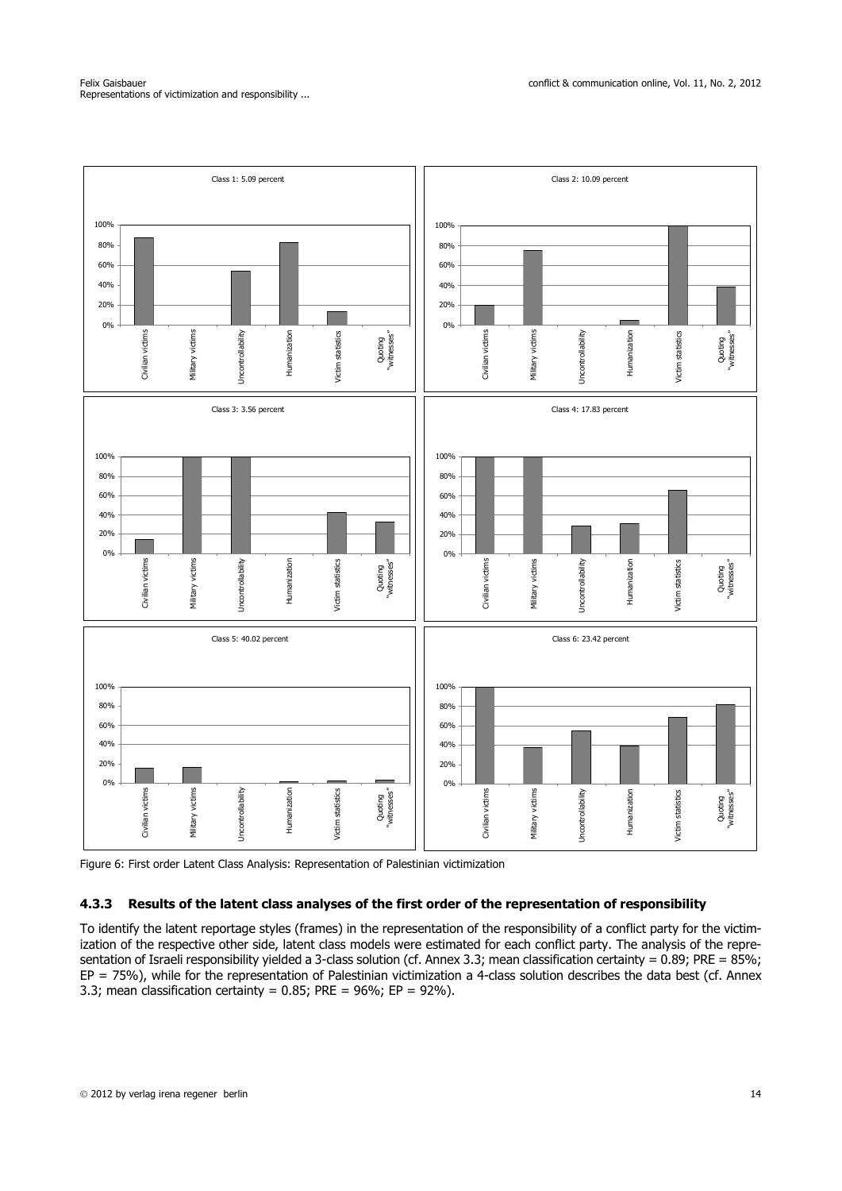Figure 6: First order Latent Class Analysis: Representation of Palestinian victimization

### 4.3.3 Results of the latent class analyses of the first order of the representation of responsibility

To identify the latent reportage styles (frames) in the representation of the responsibility of a conflict party for the victimization of the respective other side, latent class models were estimated for each conflict party. The analysis of the representation of Israeli responsibility yielded a 3-class solution (cf. Annex 3.3; mean classification certainty = 0.89; PRE = 85%; EP = 75%), while for the representation of Palestinian victimization a 4-class solution describes the data best (cf. Annex 3.3; mean classification certainty = 0.85; PRE = 96%; EP = 92%).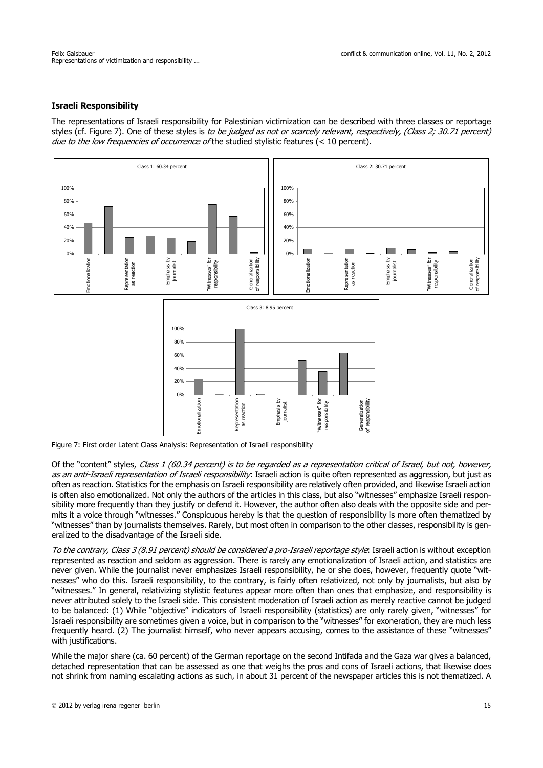#### Israeli Responsibility

The representations of Israeli responsibility for Palestinian victimization can be described with three classes or reportage styles (cf. Figure 7). One of these styles is *to be judged as not or scarcely relevant, respectively, (Class 2; 30.71 percent) due to the low frequencies of occurrence of* the studied stylistic features (< 10 percent).

Figure 7: First order Latent Class Analysis: Representation of Israeli responsibility

Of the "content" styles, *Class 1 (60.34 percent) is to be regarded as a representation critical of Israel, but not, however, as an anti-Israeli representation of Israeli responsibility*: Israeli action is quite often represented as aggression, but just as often as reaction. Statistics for the emphasis on Israeli responsibility are relatively often provided, and likewise Israeli action is often also emotionalized. Not only the authors of the articles in this class, but also "witnesses" emphasize Israeli responsibility more frequently than they justify or defend it. However, the author often also deals with the opposite side and permits it a voice through "witnesses." Conspicuous hereby is that the question of responsibility is more often thematized by "witnesses" than by journalists themselves. Rarely, but most often in comparison to the other classes, responsibility is generalized to the disadvantage of the Israeli side.

*To the contrary, Class 3 (8.91 percent) should be considered a pro-Israeli reportage style*: Israeli action is without exception represented as reaction and seldom as aggression. There is rarely any emotionalization of Israeli action, and statistics are never given. While the journalist never emphasizes Israeli responsibility, he or she does, however, frequently quote "witnesses" who do this. Israeli responsibility, to the contrary, is fairly often relativized, not only by journalists, but also by "witnesses." In general, relativizing stylistic features appear more often than ones that emphasize, and responsibility is never attributed solely to the Israeli side. This consistent moderation of Israeli action as merely reactive cannot be judged to be balanced: (1) While "objective" indicators of Israeli responsibility (statistics) are only rarely given, "witnesses" for Israeli responsibility are sometimes given a voice, but in comparison to the "witnesses" for exoneration, they are much less frequently heard. (2) The journalist himself, who never appears accusing, comes to the assistance of these "witnesses" with justifications.

While the major share (ca. 60 percent) of the German reportage on the second Intifada and the Gaza war gives a balanced, detached representation that can be assessed as one that weighs the pros and cons of Israeli actions, that likewise does not shrink from naming escalating actions as such, in about 31 percent of the newspaper articles this is not thematized. A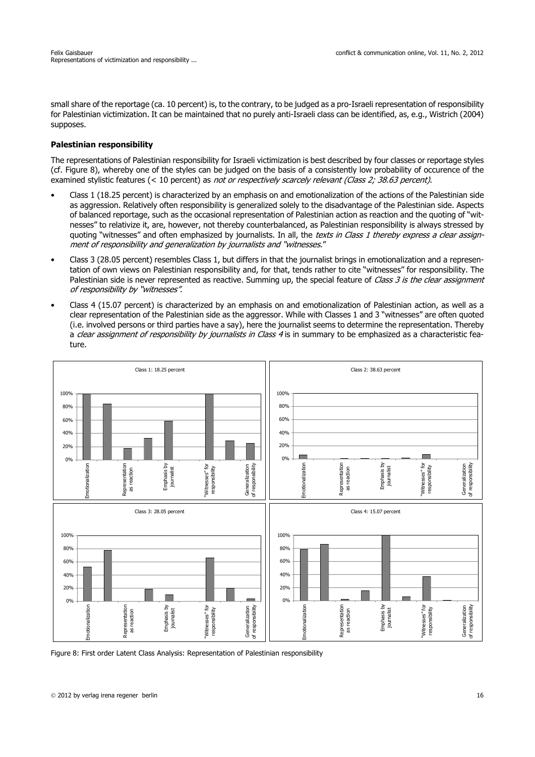small share of the reportage (ca. 10 percent) is, to the contrary, to be judged as a pro-Israeli representation of responsibility for Palestinian victimization. It can be maintained that no purely anti-Israeli class can be identified, as, e.g., Wistrich (2004) supposes.

### Palestinian responsibility

The representations of Palestinian responsibility for Israeli victimization is best described by four classes or reportage styles (cf. Figure 8), whereby one of the styles can be judged on the basis of a consistently low probability of occurence of the examined stylistic features (< 10 percent) as *not or respectively scarcely relevant (Class 2; 38.63 percent)*.

- Class 1 (18.25 percent) is characterized by an emphasis on and emotionalization of the actions of the Palestinian side as aggression. Relatively often responsibility is generalized solely to the disadvantage of the Palestinian side. Aspects of balanced reportage, such as the occasional representation of Palestinian action as reaction and the quoting of "witnesses" to relativize it, are, however, not thereby counterbalanced, as Palestinian responsibility is always stressed by quoting "witnesses" and often emphasized by journalists. In all, the *texts in Class 1 thereby express a clear assignment of responsibility and generalization by journalists and "witnesses*."
- Class 3 (28.05 percent) resembles Class 1, but differs in that the journalist brings in emotionalization and a representation of own views on Palestinian responsibility and, for that, tends rather to cite "witnesses" for responsibility. The Palestinian side is never represented as reactive. Summing up, the special feature of *Class 3 is the clear assignment of responsibility by "witnesses"*.
- Class 4 (15.07 percent) is characterized by an emphasis on and emotionalization of Palestinian action, as well as a clear representation of the Palestinian side as the aggressor. While with Classes 1 and 3 "witnesses" are often quoted (i.e. involved persons or third parties have a say), here the journalist seems to determine the representation. Thereby a *clear assignment of responsibility by journalists in Class 4* is in summary to be emphasized as a characteristic feature.

Figure 8: First order Latent Class Analysis: Representation of Palestinian responsibility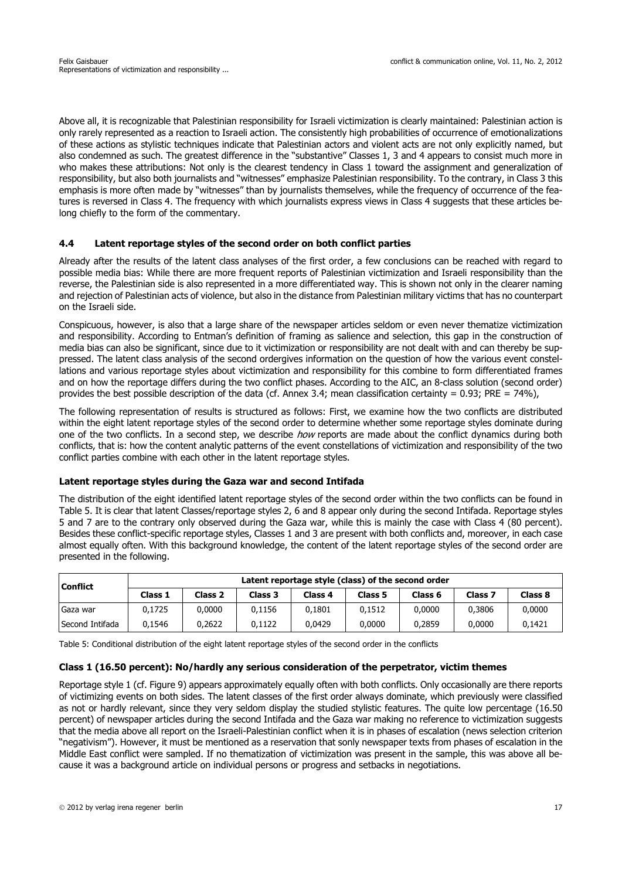Above all, it is recognizable that Palestinian responsibility for Israeli victimization is clearly maintained: Palestinian action is only rarely represented as a reaction to Israeli action. The consistently high probabilities of occurrence of emotionalizations of these actions as stylistic techniques indicate that Palestinian actors and violent acts are not only explicitly named, but also condemned as such. The greatest difference in the "substantive" Classes 1, 3 and 4 appears to consist much more in who makes these attributions: Not only is the clearest tendency in Class 1 toward the assignment and generalization of responsibility, but also both journalists and "witnesses" emphasize Palestinian responsibility. To the contrary, in Class 3 this emphasis is more often made by "witnesses" than by journalists themselves, while the frequency of occurrence of the features is reversed in Class 4. The frequency with which journalists express views in Class 4 suggests that these articles belong chiefly to the form of the commentary.

### 4.4 Latent reportage styles of the second order on both conflict parties

Already after the results of the latent class analyses of the first order, a few conclusions can be reached with regard to possible media bias: While there are more frequent reports of Palestinian victimization and Israeli responsibility than the reverse, the Palestinian side is also represented in a more differentiated way. This is shown not only in the clearer naming and rejection of Palestinian acts of violence, but also in the distance from Palestinian military victims that has no counterpart on the Israeli side.

Conspicuous, however, is also that a large share of the newspaper articles seldom or even never thematize victimization and responsibility. According to Entman's definition of framing as salience and selection, this gap in the construction of media bias can also be significant, since due to it victimization or responsibility are not dealt with and can thereby be suppressed. The latent class analysis of the second ordergives information on the question of how the various event constellations and various reportage styles about victimization and responsibility for this combine to form differentiated frames and on how the reportage differs during the two conflict phases. According to the AIC, an 8-class solution (second order) provides the best possible description of the data (cf. Annex 3.4; mean classification certainty = 0.93; PRE = 74%),

The following representation of results is structured as follows: First, we examine how the two conflicts are distributed within the eight latent reportage styles of the second order to determine whether some reportage styles dominate during one of the two conflicts. In a second step, we describe *how* reports are made about the conflict dynamics during both conflicts, that is: how the content analytic patterns of the event constellations of victimization and responsibility of the two conflict parties combine with each other in the latent reportage styles.

#### Latent reportage styles during the Gaza war and second Intifada

The distribution of the eight identified latent reportage styles of the second order within the two conflicts can be found in Table 5. It is clear that latent Classes/reportage styles 2, 6 and 8 appear only during the second Intifada. Reportage styles 5 and 7 are to the contrary only observed during the Gaza war, while this is mainly the case with Class 4 (80 percent). Besides these conflict-specific reportage styles, Classes 1 and 3 are present with both conflicts and, moreover, in each case almost equally often. With this background knowledge, the content of the latent reportage styles of the second order are presented in the following.

| Conflict | Latent reportage style (class) of the second order | | | | | | | |
|---|---|---|---|---|---|---|---|---|
| | Class 1 | Class 2 | Class 3 | Class 4 | Class 5 | Class 6 | Class 7 | Class 8 |
| Gaza war | 0,1725 | 0,0000 | 0,1156 | 0,1801 | 0,1512 | 0,0000 | 0,3806 | 0,0000 |
| Second Intifada | 0,1546 | 0,2622 | 0,1122 | 0,0429 | 0,0000 | 0,2859 | 0,0000 | 0,1421 |

Table 5: Conditional distribution of the eight latent reportage styles of the second order in the conflicts

#### Class 1 (16.50 percent): No/hardly any serious consideration of the perpetrator, victim themes

Reportage style 1 (cf. Figure 9) appears approximately equally often with both conflicts. Only occasionally are there reports of victimizing events on both sides. The latent classes of the first order always dominate, which previously were classified as not or hardly relevant, since they very seldom display the studied stylistic features. The quite low percentage (16.50 percent) of newspaper articles during the second Intifada and the Gaza war making no reference to victimization suggests that the media above all report on the Israeli-Palestinian conflict when it is in phases of escalation (news selection criterion "negativism"). However, it must be mentioned as a reservation that sonly newspaper texts from phases of escalation in the Middle East conflict were sampled. If no thematization of victimization was present in the sample, this was above all because it was a background article on individual persons or progress and setbacks in negotiations.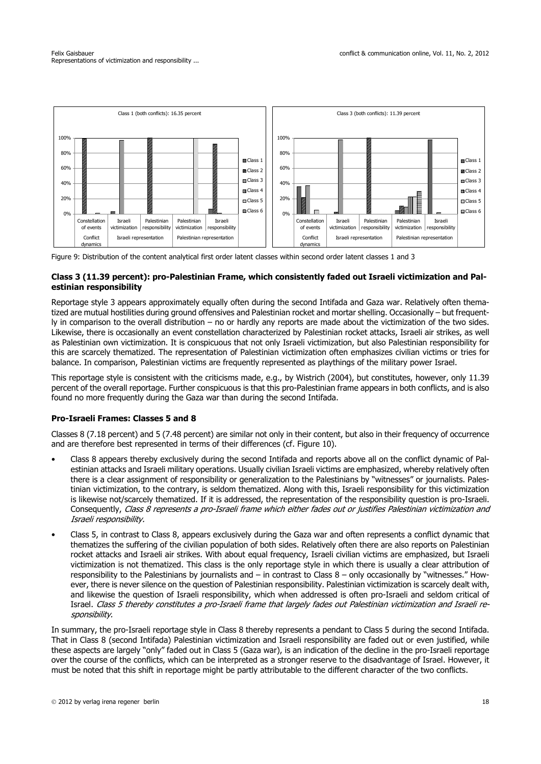Figure 9: Distribution of the content analytical first order latent classes within second order latent classes 1 and 3

**Class 3 (11.39 percent): pro-Palestinian Frame, which consistently faded out Israeli victimization and Palestinian responsibility**

Reportage style 3 appears approximately equally often during the second Intifada and Gaza war. Relatively often thematized are mutual hostilities during ground offensives and Palestinian rocket and mortar shelling. Occasionally – but frequently in comparison to the overall distribution – no or hardly any reports are made about the victimization of the two sides. Likewise, there is occasionally an event constellation characterized by Palestinian rocket attacks, Israeli air strikes, as well as Palestinian own victimization. It is conspicuous that not only Israeli victimization, but also Palestinian responsibility for this are scarcely thematized. The representation of Palestinian victimization often emphasizes civilian victims or tries for balance. In comparison, Palestinian victims are frequently represented as playthings of the military power Israel.

This reportage style is consistent with the criticisms made, e.g., by Wistrich (2004), but constitutes, however, only 11.39 percent of the overall reportage. Further conspicuous is that this pro-Palestinian frame appears in both conflicts, and is also found no more frequently during the Gaza war than during the second Intifada.

**Pro-Israeli Frames: Classes 5 and 8**

Classes 8 (7.18 percent) and 5 (7.48 percent) are similar not only in their content, but also in their frequency of occurrence and are therefore best represented in terms of their differences (cf. Figure 10).

- Class 8 appears thereby exclusively during the second Intifada and reports above all on the conflict dynamic of Palestinian attacks and Israeli military operations. Usually civilian Israeli victims are emphasized, whereby relatively often there is a clear assignment of responsibility or generalization to the Palestinians by "witnesses" or journalists. Palestinian victimization, to the contrary, is seldom thematized. Along with this, Israeli responsibility for this victimization is likewise not/scarcely thematized. If it is addressed, the representation of the responsibility question is pro-Israeli. Consequently, *Class 8 represents a pro-Israeli frame which either fades out or justifies Palestinian victimization and Israeli responsibility.*
- Class 5, in contrast to Class 8, appears exclusively during the Gaza war and often represents a conflict dynamic that thematizes the suffering of the civilian population of both sides. Relatively often there are also reports on Palestinian rocket attacks and Israeli air strikes. With about equal frequency, Israeli civilian victims are emphasized, but Israeli victimization is not thematized. This class is the only reportage style in which there is usually a clear attribution of responsibility to the Palestinians by journalists and – in contrast to Class 8 – only occasionally by "witnesses." However, there is never silence on the question of Palestinian responsibility. Palestinian victimization is scarcely dealt with, and likewise the question of Israeli responsibility, which when addressed is often pro-Israeli and seldom critical of Israel. *Class 5 thereby constitutes a pro-Israeli frame that largely fades out Palestinian victimization and Israeli responsibility.*

In summary, the pro-Israeli reportage style in Class 8 thereby represents a pendant to Class 5 during the second Intifada. That in Class 8 (second Intifada) Palestinian victimization and Israeli responsibility are faded out or even justified, while these aspects are largely "only" faded out in Class 5 (Gaza war), is an indication of the decline in the pro-Israeli reportage over the course of the conflicts, which can be interpreted as a stronger reserve to the disadvantage of Israel. However, it must be noted that this shift in reportage might be partly attributable to the different character of the two conflicts.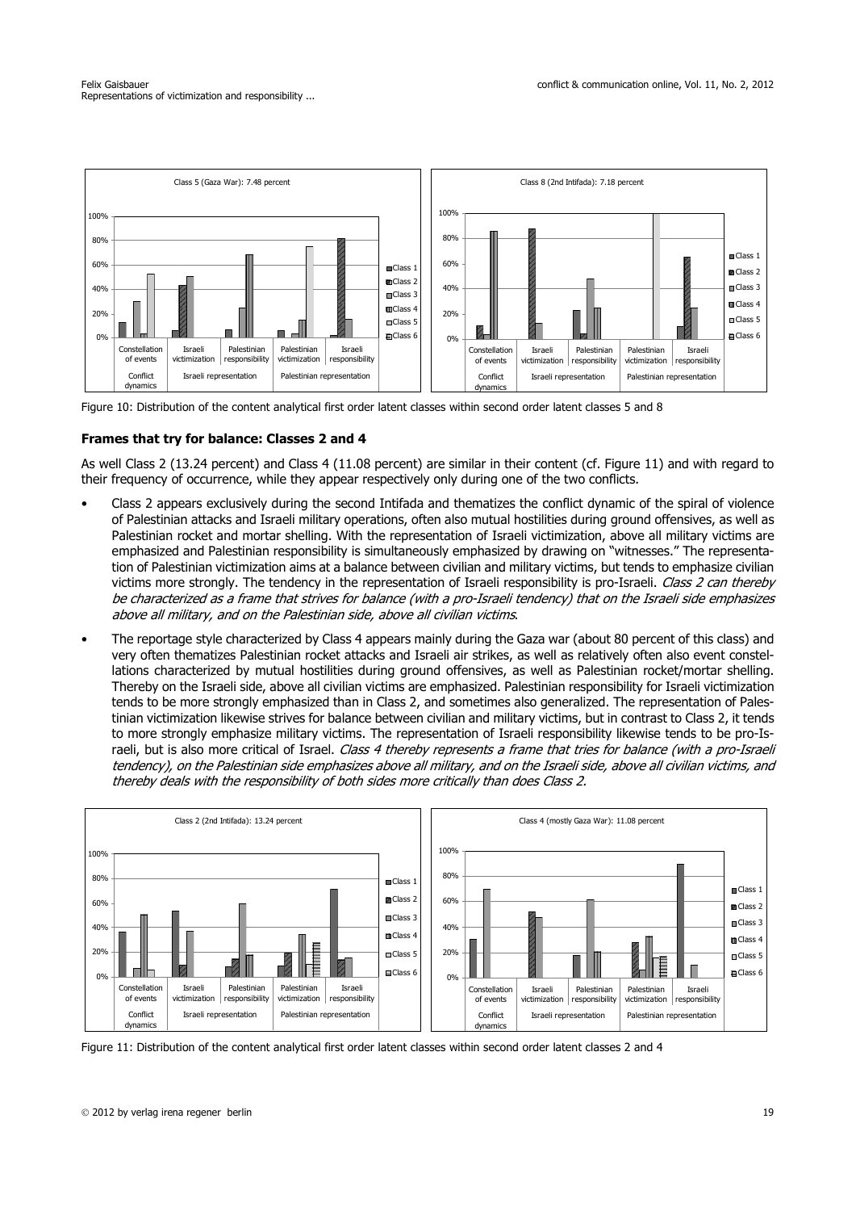Figure 10: Distribution of the content analytical first order latent classes within second order latent classes 5 and 8

## Frames that try for balance: Classes 2 and 4

As well Class 2 (13.24 percent) and Class 4 (11.08 percent) are similar in their content (cf. Figure 11) and with regard to their frequency of occurrence, while they appear respectively only during one of the two conflicts.

- Class 2 appears exclusively during the second Intifada and thematizes the conflict dynamic of the spiral of violence of Palestinian attacks and Israeli military operations, often also mutual hostilities during ground offensives, as well as Palestinian rocket and mortar shelling. With the representation of Israeli victimization, above all military victims are emphasized and Palestinian responsibility is simultaneously emphasized by drawing on "witnesses." The representation of Palestinian victimization aims at a balance between civilian and military victims, but tends to emphasize civilian victims more strongly. The tendency in the representation of Israeli responsibility is pro-Israeli. *Class 2 can thereby be characterized as a frame that strives for balance (with a pro-Israeli tendency) that on the Israeli side emphasizes above all military, and on the Palestinian side, above all civilian victims.*
- The reportage style characterized by Class 4 appears mainly during the Gaza war (about 80 percent of this class) and very often thematizes Palestinian rocket attacks and Israeli air strikes, as well as relatively often also event constellations characterized by mutual hostilities during ground offensives, as well as Palestinian rocket/mortar shelling. Thereby on the Israeli side, above all civilian victims are emphasized. Palestinian responsibility for Israeli victimization tends to be more strongly emphasized than in Class 2, and sometimes also generalized. The representation of Palestinian victimization likewise strives for balance between civilian and military victims, but in contrast to Class 2, it tends to more strongly emphasize military victims. The representation of Israeli responsibility likewise tends to be pro-Israeli, but is also more critical of Israel. *Class 4 thereby represents a frame that tries for balance (with a pro-Israeli tendency), on the Palestinian side emphasizes above all military, and on the Israeli side, above all civilian victims, and thereby deals with the responsibility of both sides more critically than does Class 2.*

Figure 11: Distribution of the content analytical first order latent classes within second order latent classes 2 and 4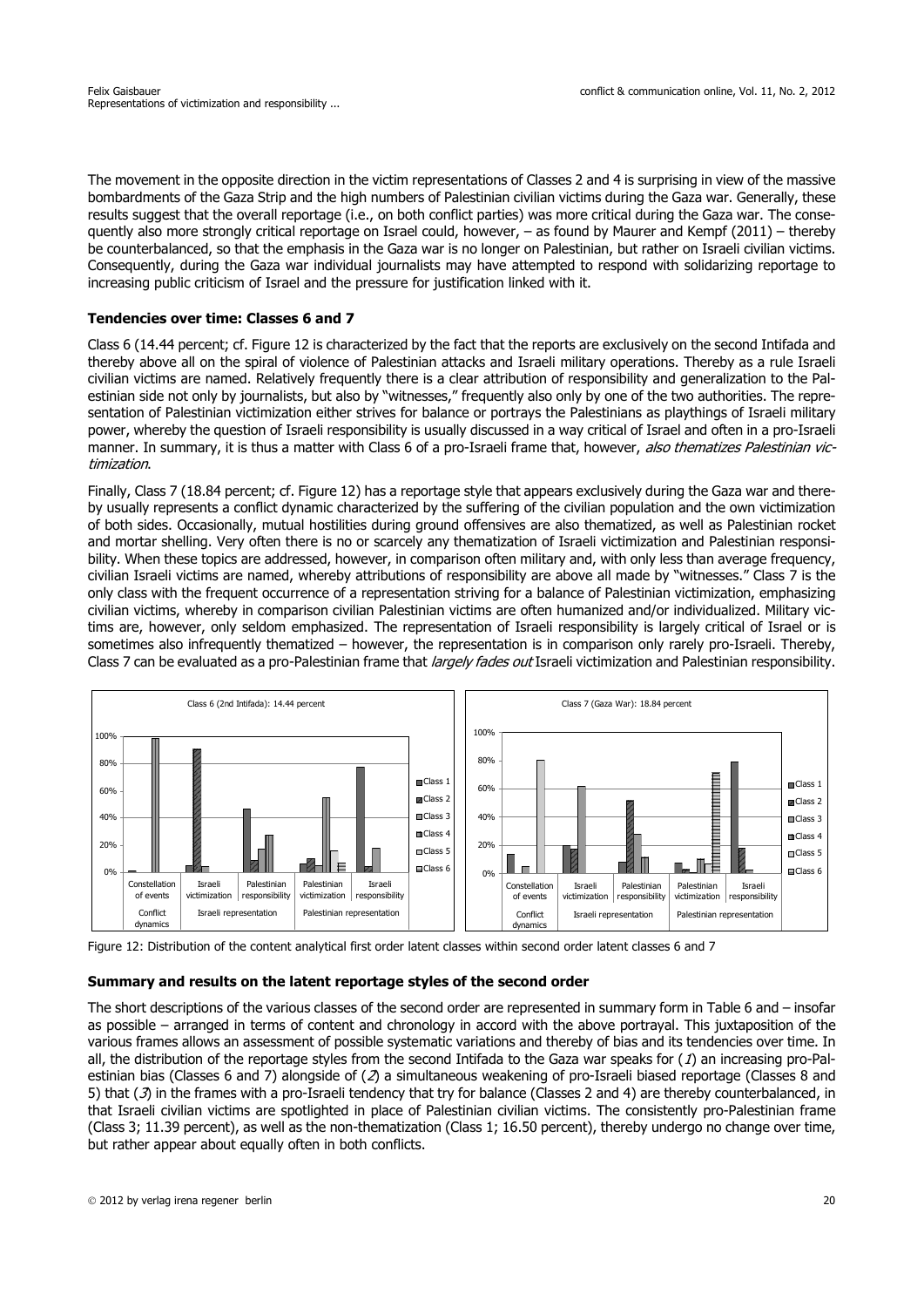The movement in the opposite direction in the victim representations of Classes 2 and 4 is surprising in view of the massive bombardments of the Gaza Strip and the high numbers of Palestinian civilian victims during the Gaza war. Generally, these results suggest that the overall reportage (i.e., on both conflict parties) was more critical during the Gaza war. The consequently also more strongly critical reportage on Israel could, however, – as found by Maurer and Kempf (2011) – thereby be counterbalanced, so that the emphasis in the Gaza war is no longer on Palestinian, but rather on Israeli civilian victims. Consequently, during the Gaza war individual journalists may have attempted to respond with solidarizing reportage to increasing public criticism of Israel and the pressure for justification linked with it.

**Tendencies over time: Classes 6 and 7**

Class 6 (14.44 percent; cf. Figure 12 is characterized by the fact that the reports are exclusively on the second Intifada and thereby above all on the spiral of violence of Palestinian attacks and Israeli military operations. Thereby as a rule Israeli civilian victims are named. Relatively frequently there is a clear attribution of responsibility and generalization to the Palestinian side not only by journalists, but also by "witnesses," frequently also only by one of the two authorities. The representation of Palestinian victimization either strives for balance or portrays the Palestinians as playthings of Israeli military power, whereby the question of Israeli responsibility is usually discussed in a way critical of Israel and often in a pro-Israeli manner. In summary, it is thus a matter with Class 6 of a pro-Israeli frame that, however, *also thematizes Palestinian victimization*.

Finally, Class 7 (18.84 percent; cf. Figure 12) has a reportage style that appears exclusively during the Gaza war and thereby usually represents a conflict dynamic characterized by the suffering of the civilian population and the own victimization of both sides. Occasionally, mutual hostilities during ground offensives are also thematized, as well as Palestinian rocket and mortar shelling. Very often there is no or scarcely any thematization of Israeli victimization and Palestinian responsibility. When these topics are addressed, however, in comparison often military and, with only less than average frequency, civilian Israeli victims are named, whereby attributions of responsibility are above all made by "witnesses." Class 7 is the only class with the frequent occurrence of a representation striving for a balance of Palestinian victimization, emphasizing civilian victims, whereby in comparison civilian Palestinian victims are often humanized and/or individualized. Military victims are, however, only seldom emphasized. The representation of Israeli responsibility is largely critical of Israel or is sometimes also infrequently thematized – however, the representation is in comparison only rarely pro-Israeli. Thereby, Class 7 can be evaluated as a pro-Palestinian frame that *largely fades out* Israeli victimization and Palestinian responsibility.

Figure 12: Distribution of the content analytical first order latent classes within second order latent classes 6 and 7

**Summary and results on the latent reportage styles of the second order**

The short descriptions of the various classes of the second order are represented in summary form in Table 6 and – insofar as possible – arranged in terms of content and chronology in accord with the above portrayal. This juxtaposition of the various frames allows an assessment of possible systematic variations and thereby of bias and its tendencies over time. In all, the distribution of the reportage styles from the second Intifada to the Gaza war speaks for (*1*) an increasing pro-Palestinian bias (Classes 6 and 7) alongside of (*2*) a simultaneous weakening of pro-Israeli biased reportage (Classes 8 and 5) that (*3*) in the frames with a pro-Israeli tendency that try for balance (Classes 2 and 4) are thereby counterbalanced, in that Israeli civilian victims are spotlighted in place of Palestinian civilian victims. The consistently pro-Palestinian frame (Class 3; 11.39 percent), as well as the non-thematization (Class 1; 16.50 percent), thereby undergo no change over time, but rather appear about equally often in both conflicts.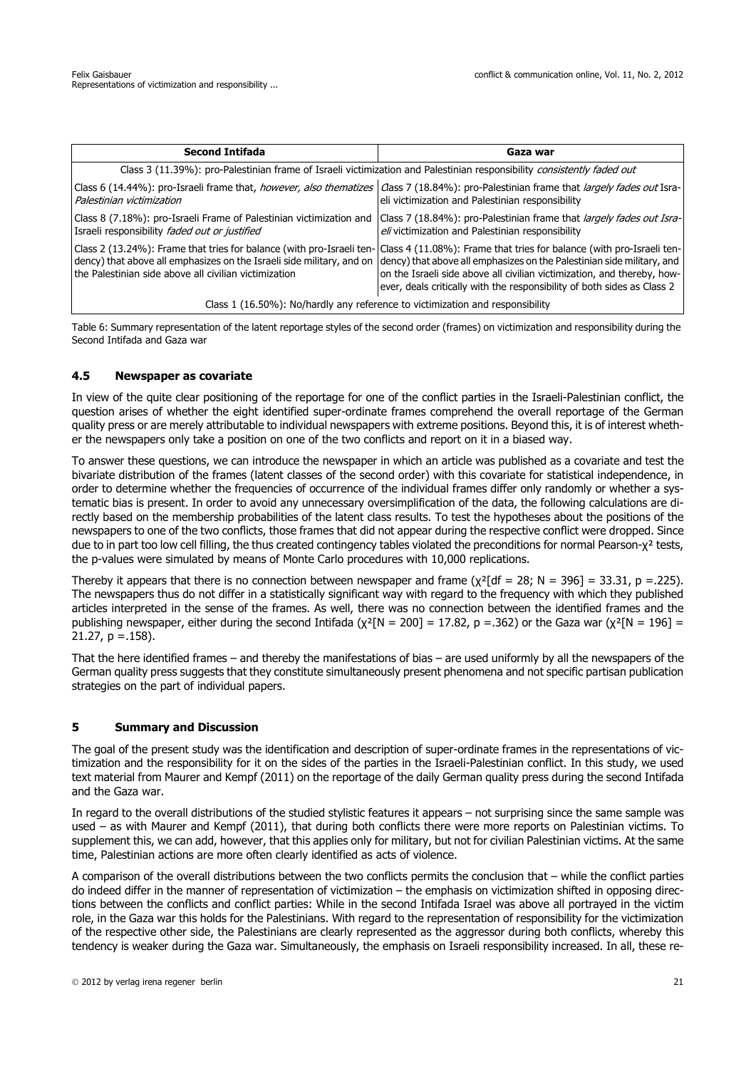| Second Intifada | Gaza war |
| --- | --- |
| Class 3 (11.39%): pro-Palestinian frame of Israeli victimization and Palestinian responsibility *consistently faded out* | |
| Class 6 (14.44%): pro-Israeli frame that, *however, also thematizes Palestinian victimization* | Class 7 (18.84%): pro-Palestinian frame that *largely fades out* Israeli victimization and Palestinian responsibility |
| Class 8 (7.18%): pro-Israeli Frame of Palestinian victimization and Israeli responsibility *faded out or justified* | Class 7 (18.84%): pro-Palestinian frame that *largely fades out Israeli* victimization and Palestinian responsibility |
| Class 2 (13.24%): Frame that tries for balance (with pro-Israeli tendency) that above all emphasizes on the Israeli side military, and on the Palestinian side above all civilian victimization | Class 4 (11.08%): Frame that tries for balance (with pro-Israeli tendency) that above all emphasizes on the Palestinian side military, and on the Israeli side above all civilian victimization, and thereby, however, deals critically with the responsibility of both sides as Class 2 |
| Class 1 (16.50%): No/hardly any reference to victimization and responsibility | |

Table 6: Summary representation of the latent reportage styles of the second order (frames) on victimization and responsibility during the Second Intifada and Gaza war

### 4.5 Newspaper as covariate

In view of the quite clear positioning of the reportage for one of the conflict parties in the Israeli-Palestinian conflict, the question arises of whether the eight identified super-ordinate frames comprehend the overall reportage of the German quality press or are merely attributable to individual newspapers with extreme positions. Beyond this, it is of interest whether the newspapers only take a position on one of the two conflicts and report on it in a biased way.

To answer these questions, we can introduce the newspaper in which an article was published as a covariate and test the bivariate distribution of the frames (latent classes of the second order) with this covariate for statistical independence, in order to determine whether the frequencies of occurrence of the individual frames differ only randomly or whether a systematic bias is present. In order to avoid any unnecessary oversimplification of the data, the following calculations are directly based on the membership probabilities of the latent class results. To test the hypotheses about the positions of the newspapers to one of the two conflicts, those frames that did not appear during the respective conflict were dropped. Since due to in part too low cell filling, the thus created contingency tables violated the preconditions for normal Pearson-$\chi^2$ tests, the p-values were simulated by means of Monte Carlo procedures with 10,000 replications.

Thereby it appears that there is no connection between newspaper and frame ($\chi^2[df = 28; N = 396] = 33.31$, $p = .225$). The newspapers thus do not differ in a statistically significant way with regard to the frequency with which they published articles interpreted in the sense of the frames. As well, there was no connection between the identified frames and the publishing newspaper, either during the second Intifada ($\chi^2[N = 200] = 17.82$, $p = .362$) or the Gaza war ($\chi^2[N = 196] = 21.27$, $p = .158$).

That the here identified frames – and thereby the manifestations of bias – are used uniformly by all the newspapers of the German quality press suggests that they constitute simultaneously present phenomena and not specific partisan publication strategies on the part of individual papers.

## 5 Summary and Discussion

The goal of the present study was the identification and description of super-ordinate frames in the representations of victimization and the responsibility for it on the sides of the parties in the Israeli-Palestinian conflict. In this study, we used text material from Maurer and Kempf (2011) on the reportage of the daily German quality press during the second Intifada and the Gaza war.

In regard to the overall distributions of the studied stylistic features it appears – not surprising since the same sample was used – as with Maurer and Kempf (2011), that during both conflicts there were more reports on Palestinian victims. To supplement this, we can add, however, that this applies only for military, but not for civilian Palestinian victims. At the same time, Palestinian actions are more often clearly identified as acts of violence.

A comparison of the overall distributions between the two conflicts permits the conclusion that – while the conflict parties do indeed differ in the manner of representation of victimization – the emphasis on victimization shifted in opposing directions between the conflicts and conflict parties: While in the second Intifada Israel was above all portrayed in the victim role, in the Gaza war this holds for the Palestinians. With regard to the representation of responsibility for the victimization of the respective other side, the Palestinians are clearly represented as the aggressor during both conflicts, whereby this tendency is weaker during the Gaza war. Simultaneously, the emphasis on Israeli responsibility increased. In all, these re-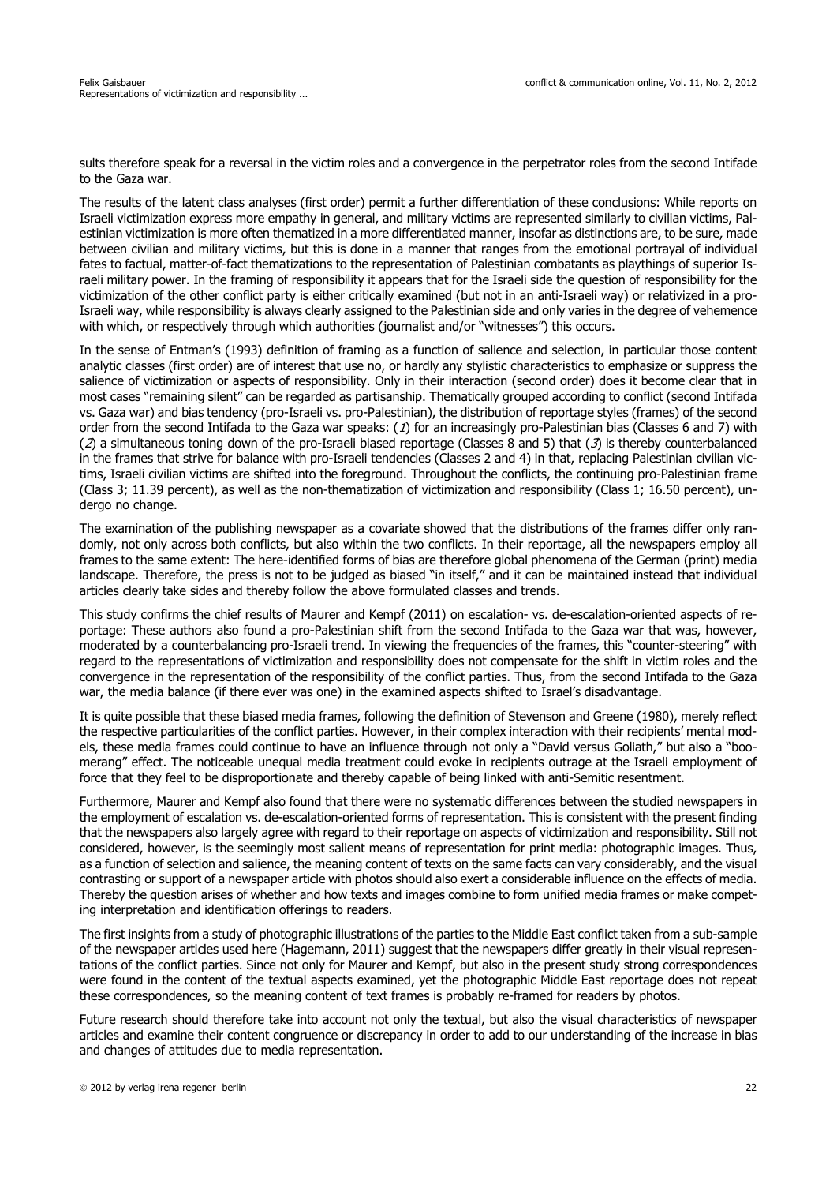sults therefore speak for a reversal in the victim roles and a convergence in the perpetrator roles from the second Intifade to the Gaza war.

The results of the latent class analyses (first order) permit a further differentiation of these conclusions: While reports on Israeli victimization express more empathy in general, and military victims are represented similarly to civilian victims, Palestinian victimization is more often thematized in a more differentiated manner, insofar as distinctions are, to be sure, made between civilian and military victims, but this is done in a manner that ranges from the emotional portrayal of individual fates to factual, matter-of-fact thematizations to the representation of Palestinian combatants as playthings of superior Israeli military power. In the framing of responsibility it appears that for the Israeli side the question of responsibility for the victimization of the other conflict party is either critically examined (but not in an anti-Israeli way) or relativized in a pro-Israeli way, while responsibility is always clearly assigned to the Palestinian side and only varies in the degree of vehemence with which, or respectively through which authorities (journalist and/or "witnesses") this occurs.

In the sense of Entman's (1993) definition of framing as a function of salience and selection, in particular those content analytic classes (first order) are of interest that use no, or hardly any stylistic characteristics to emphasize or suppress the salience of victimization or aspects of responsibility. Only in their interaction (second order) does it become clear that in most cases "remaining silent" can be regarded as partisanship. Thematically grouped according to conflict (second Intifada vs. Gaza war) and bias tendency (pro-Israeli vs. pro-Palestinian), the distribution of reportage styles (frames) of the second order from the second Intifada to the Gaza war speaks: (*1*) for an increasingly pro-Palestinian bias (Classes 6 and 7) with (*2*) a simultaneous toning down of the pro-Israeli biased reportage (Classes 8 and 5) that (*3*) is thereby counterbalanced in the frames that strive for balance with pro-Israeli tendencies (Classes 2 and 4) in that, replacing Palestinian civilian victims, Israeli civilian victims are shifted into the foreground. Throughout the conflicts, the continuing pro-Palestinian frame (Class 3; 11.39 percent), as well as the non-thematization of victimization and responsibility (Class 1; 16.50 percent), undergo no change.

The examination of the publishing newspaper as a covariate showed that the distributions of the frames differ only randomly, not only across both conflicts, but also within the two conflicts. In their reportage, all the newspapers employ all frames to the same extent: The here-identified forms of bias are therefore global phenomena of the German (print) media landscape. Therefore, the press is not to be judged as biased "in itself," and it can be maintained instead that individual articles clearly take sides and thereby follow the above formulated classes and trends.

This study confirms the chief results of Maurer and Kempf (2011) on escalation- vs. de-escalation-oriented aspects of reportage: These authors also found a pro-Palestinian shift from the second Intifada to the Gaza war that was, however, moderated by a counterbalancing pro-Israeli trend. In viewing the frequencies of the frames, this "counter-steering" with regard to the representations of victimization and responsibility does not compensate for the shift in victim roles and the convergence in the representation of the responsibility of the conflict parties. Thus, from the second Intifada to the Gaza war, the media balance (if there ever was one) in the examined aspects shifted to Israel's disadvantage.

It is quite possible that these biased media frames, following the definition of Stevenson and Greene (1980), merely reflect the respective particularities of the conflict parties. However, in their complex interaction with their recipients' mental models, these media frames could continue to have an influence through not only a "David versus Goliath," but also a "boomerang" effect. The noticeable unequal media treatment could evoke in recipients outrage at the Israeli employment of force that they feel to be disproportionate and thereby capable of being linked with anti-Semitic resentment.

Furthermore, Maurer and Kempf also found that there were no systematic differences between the studied newspapers in the employment of escalation vs. de-escalation-oriented forms of representation. This is consistent with the present finding that the newspapers also largely agree with regard to their reportage on aspects of victimization and responsibility. Still not considered, however, is the seemingly most salient means of representation for print media: photographic images. Thus, as a function of selection and salience, the meaning content of texts on the same facts can vary considerably, and the visual contrasting or support of a newspaper article with photos should also exert a considerable influence on the effects of media. Thereby the question arises of whether and how texts and images combine to form unified media frames or make competing interpretation and identification offerings to readers.

The first insights from a study of photographic illustrations of the parties to the Middle East conflict taken from a sub-sample of the newspaper articles used here (Hagemann, 2011) suggest that the newspapers differ greatly in their visual representations of the conflict parties. Since not only for Maurer and Kempf, but also in the present study strong correspondences were found in the content of the textual aspects examined, yet the photographic Middle East reportage does not repeat these correspondences, so the meaning content of text frames is probably re-framed for readers by photos.

Future research should therefore take into account not only the textual, but also the visual characteristics of newspaper articles and examine their content congruence or discrepancy in order to add to our understanding of the increase in bias and changes of attitudes due to media representation.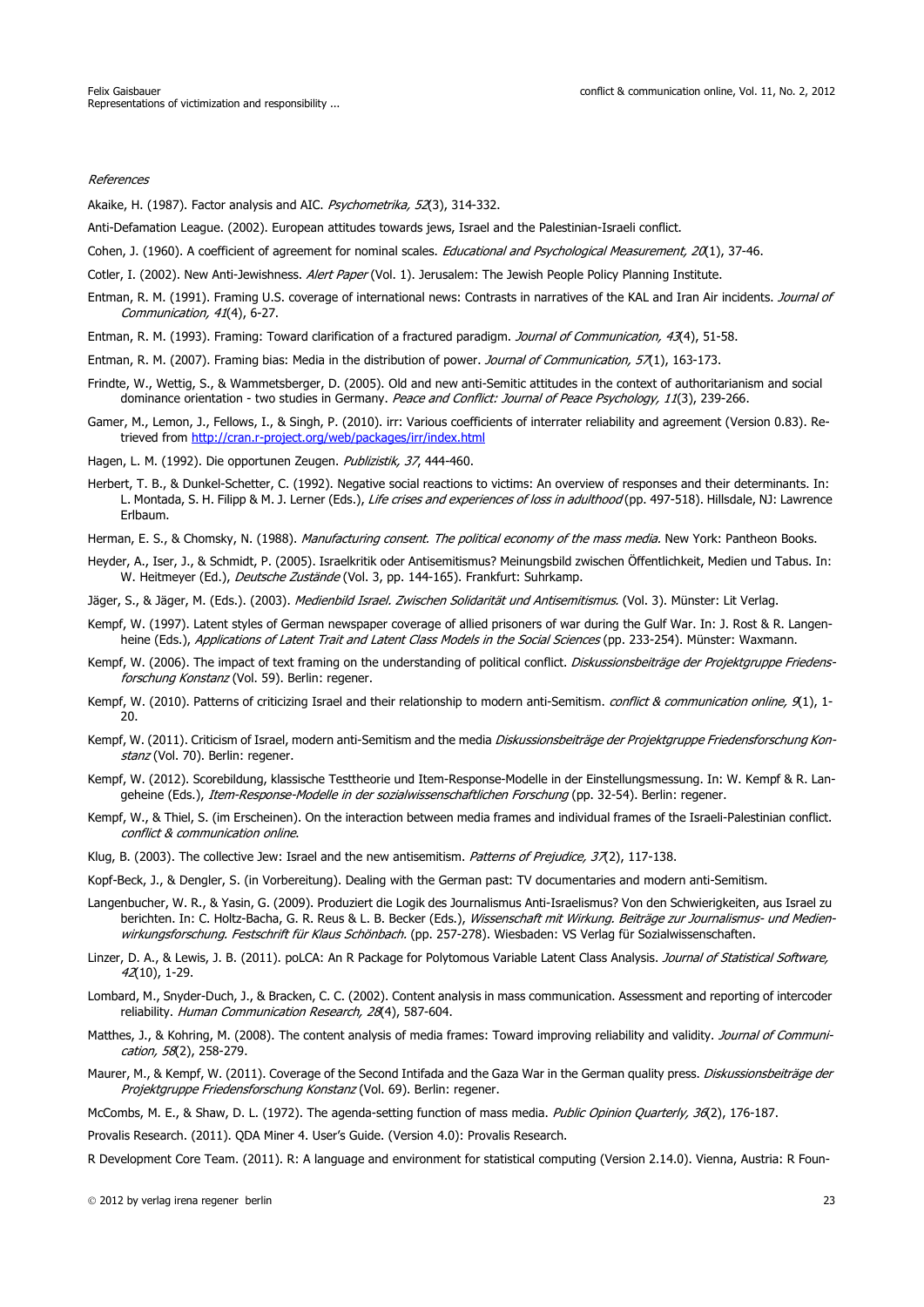*References*

Akaike, H. (1987). Factor analysis and AIC. *Psychometrika, 52*(3), 314-332.

Anti-Defamation League. (2002). European attitudes towards jews, Israel and the Palestinian-Israeli conflict.

Cohen, J. (1960). A coefficient of agreement for nominal scales. *Educational and Psychological Measurement, 20*(1), 37-46.

Cotler, I. (2002). New Anti-Jewishness. *Alert Paper* (Vol. 1). Jerusalem: The Jewish People Policy Planning Institute.

Entman, R. M. (1991). Framing U.S. coverage of international news: Contrasts in narratives of the KAL and Iran Air incidents. *Journal of Communication, 41*(4), 6-27.

Entman, R. M. (1993). Framing: Toward clarification of a fractured paradigm. *Journal of Communication, 43*(4), 51-58.

Entman, R. M. (2007). Framing bias: Media in the distribution of power. *Journal of Communication, 57*(1), 163-173.

Frindte, W., Wettig, S., & Wammetsberger, D. (2005). Old and new anti-Semitic attitudes in the context of authoritarianism and social dominance orientation - two studies in Germany. *Peace and Conflict: Journal of Peace Psychology, 11*(3), 239-266.

Gamer, M., Lemon, J., Fellows, I., & Singh, P. (2010). irr: Various coefficients of interrater reliability and agreement (Version 0.83). Retrieved from http://cran.r-project.org/web/packages/irr/index.html

Hagen, L. M. (1992). Die opportunen Zeugen. *Publizistik, 37*, 444-460.

Herbert, T. B., & Dunkel-Schetter, C. (1992). Negative social reactions to victims: An overview of responses and their determinants. In: L. Montada, S. H. Filipp & M. J. Lerner (Eds.), *Life crises and experiences of loss in adulthood* (pp. 497-518). Hillsdale, NJ: Lawrence Erlbaum.

Herman, E. S., & Chomsky, N. (1988). *Manufacturing consent. The political economy of the mass media.* New York: Pantheon Books.

Heyder, A., Iser, J., & Schmidt, P. (2005). Israelkritik oder Antisemitismus? Meinungsbild zwischen Öffentlichkeit, Medien und Tabus. In: W. Heitmeyer (Ed.), *Deutsche Zustände* (Vol. 3, pp. 144-165). Frankfurt: Suhrkamp.

Jäger, S., & Jäger, M. (Eds.). (2003). *Medienbild Israel. Zwischen Solidarität und Antisemitismus.* (Vol. 3). Münster: Lit Verlag.

Kempf, W. (1997). Latent styles of German newspaper coverage of allied prisoners of war during the Gulf War. In: J. Rost & R. Langenheine (Eds.), *Applications of Latent Trait and Latent Class Models in the Social Sciences* (pp. 233-254). Münster: Waxmann.

Kempf, W. (2006). The impact of text framing on the understanding of political conflict. *Diskussionsbeiträge der Projektgruppe Friedensforschung Konstanz* (Vol. 59). Berlin: regener.

Kempf, W. (2010). Patterns of criticizing Israel and their relationship to modern anti-Semitism. *conflict & communication online, 9*(1), 1-20.

Kempf, W. (2011). Criticism of Israel, modern anti-Semitism and the media *Diskussionsbeiträge der Projektgruppe Friedensforschung Konstanz* (Vol. 70). Berlin: regener.

Kempf, W. (2012). Scorebildung, klassische Testtheorie und Item-Response-Modelle in der Einstellungsmessung. In: W. Kempf & R. Langeheine (Eds.), *Item-Response-Modelle in der sozialwissenschaftlichen Forschung* (pp. 32-54). Berlin: regener.

Kempf, W., & Thiel, S. (im Erscheinen). On the interaction between media frames and individual frames of the Israeli-Palestinian conflict. *conflict & communication online*.

Klug, B. (2003). The collective Jew: Israel and the new antisemitism. *Patterns of Prejudice, 37*(2), 117-138.

Kopf-Beck, J., & Dengler, S. (in Vorbereitung). Dealing with the German past: TV documentaries and modern anti-Semitism.

Langenbucher, W. R., & Yasin, G. (2009). Produziert die Logik des Journalismus Anti-Israelismus? Von den Schwierigkeiten, aus Israel zu berichten. In: C. Holtz-Bacha, G. R. Reus & L. B. Becker (Eds.), *Wissenschaft mit Wirkung. Beiträge zur Journalismus- und Medienwirkungsforschung. Festschrift für Klaus Schönbach.* (pp. 257-278). Wiesbaden: VS Verlag für Sozialwissenschaften.

Linzer, D. A., & Lewis, J. B. (2011). poLCA: An R Package for Polytomous Variable Latent Class Analysis. *Journal of Statistical Software, 42*(10), 1-29.

Lombard, M., Snyder-Duch, J., & Bracken, C. C. (2002). Content analysis in mass communication. Assessment and reporting of intercoder reliability. *Human Communication Research, 28*(4), 587-604.

Matthes, J., & Kohring, M. (2008). The content analysis of media frames: Toward improving reliability and validity. *Journal of Communication, 58*(2), 258-279.

Maurer, M., & Kempf, W. (2011). Coverage of the Second Intifada and the Gaza War in the German quality press. *Diskussionsbeiträge der Projektgruppe Friedensforschung Konstanz* (Vol. 69). Berlin: regener.

McCombs, M. E., & Shaw, D. L. (1972). The agenda-setting function of mass media. *Public Opinion Quarterly, 36*(2), 176-187.

Provalis Research. (2011). QDA Miner 4. User's Guide. (Version 4.0): Provalis Research.

R Development Core Team. (2011). R: A language and environment for statistical computing (Version 2.14.0). Vienna, Austria: R Foun-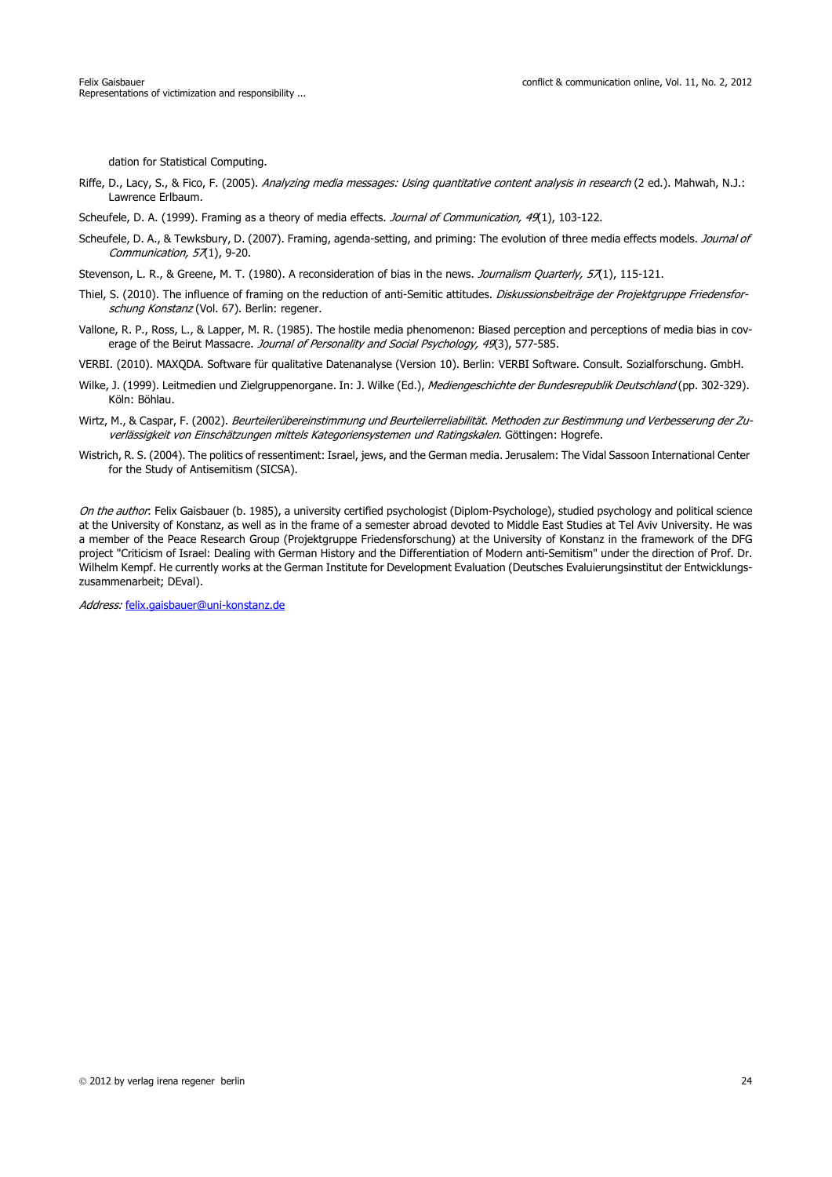dation for Statistical Computing.

Riffe, D., Lacy, S., & Fico, F. (2005). *Analyzing media messages: Using quantitative content analysis in research* (2 ed.). Mahwah, N.J.: Lawrence Erlbaum.

Scheufele, D. A. (1999). Framing as a theory of media effects. *Journal of Communication, 49*(1), 103-122.

Scheufele, D. A., & Tewksbury, D. (2007). Framing, agenda-setting, and priming: The evolution of three media effects models. *Journal of Communication, 57*(1), 9-20.

Stevenson, L. R., & Greene, M. T. (1980). A reconsideration of bias in the news. *Journalism Quarterly, 57*(1), 115-121.

Thiel, S. (2010). The influence of framing on the reduction of anti-Semitic attitudes. *Diskussionsbeiträge der Projektgruppe Friedensforschung Konstanz* (Vol. 67). Berlin: regener.

Vallone, R. P., Ross, L., & Lapper, M. R. (1985). The hostile media phenomenon: Biased perception and perceptions of media bias in coverage of the Beirut Massacre. *Journal of Personality and Social Psychology, 49*(3), 577-585.

VERBI. (2010). MAXQDA. Software für qualitative Datenanalyse (Version 10). Berlin: VERBI Software. Consult. Sozialforschung. GmbH.

Wilke, J. (1999). Leitmedien und Zielgruppenorgane. In: J. Wilke (Ed.), *Mediengeschichte der Bundesrepublik Deutschland* (pp. 302-329). Köln: Böhlau.

Wirtz, M., & Caspar, F. (2002). *Beurteilerübereinstimmung und Beurteilerreliabilität. Methoden zur Bestimmung und Verbesserung der Zuverlässigkeit von Einschätzungen mittels Kategoriensystemen und Ratingskalen*. Göttingen: Hogrefe.

Wistrich, R. S. (2004). The politics of ressentiment: Israel, jews, and the German media. Jerusalem: The Vidal Sassoon International Center for the Study of Antisemitism (SICSA).

*On the author*: Felix Gaisbauer (b. 1985), a university certified psychologist (Diplom-Psychologe), studied psychology and political science at the University of Konstanz, as well as in the frame of a semester abroad devoted to Middle East Studies at Tel Aviv University. He was a member of the Peace Research Group (Projektgruppe Friedensforschung) at the University of Konstanz in the framework of the DFG project "Criticism of Israel: Dealing with German History and the Differentiation of Modern anti-Semitism" under the direction of Prof. Dr. Wilhelm Kempf. He currently works at the German Institute for Development Evaluation (Deutsches Evaluierungsinstitut der Entwicklungszusammenarbeit; DEval).

*Address:* felix.gaisbauer@uni-konstanz.de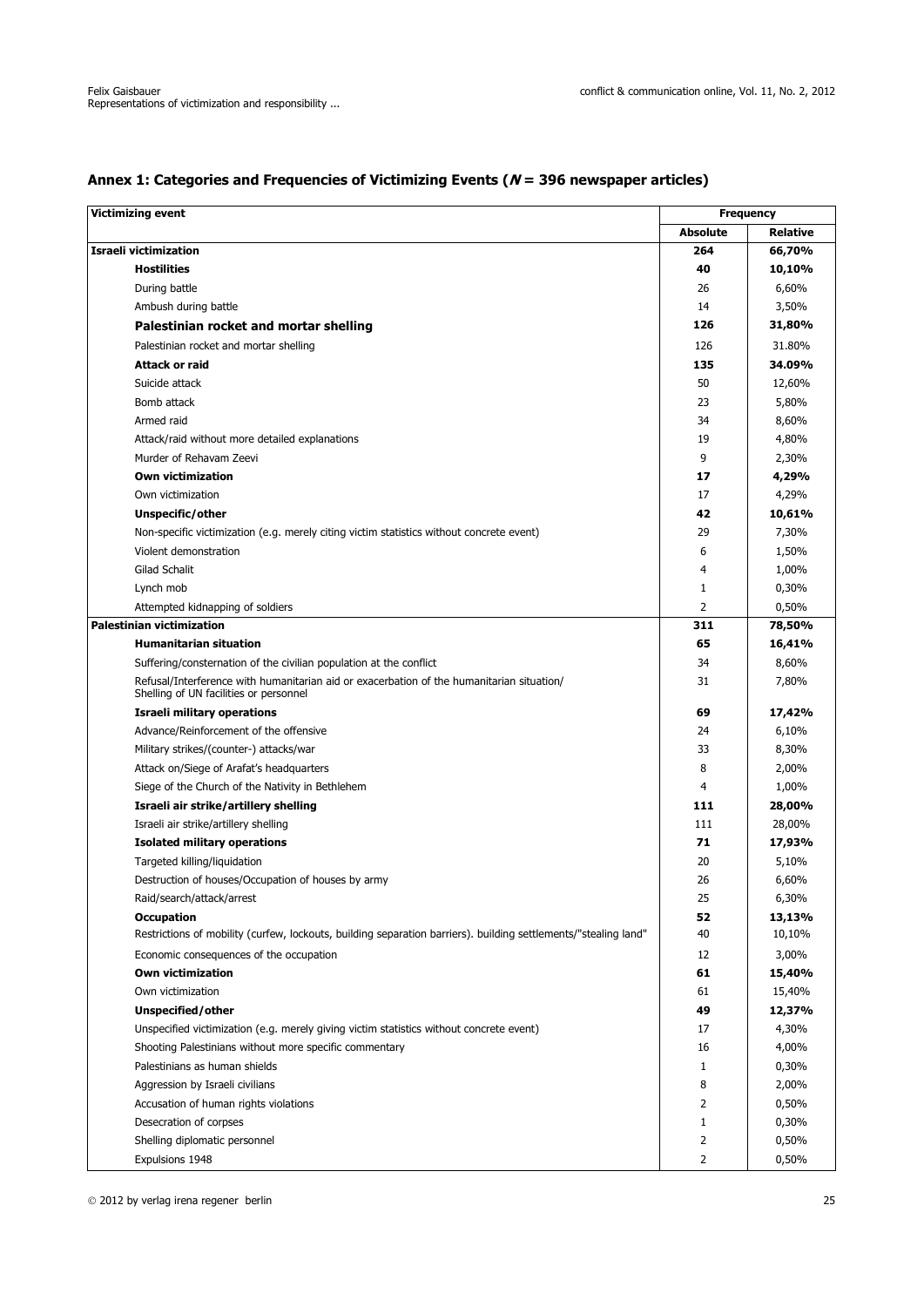## Annex 1: Categories and Frequencies of Victimizing Events (*N* = 396 newspaper articles)

| Victimizing event | Frequency | |
|---|---|---|
| | **Absolute** | **Relative** |
| **Israeli victimization** | **264** | **66,70%** |
| **Hostilities** | **40** | **10,10%** |
| During battle | 26 | 6,60% |
| Ambush during battle | 14 | 3,50% |
| **Palestinian rocket and mortar shelling** | **126** | **31,80%** |
| Palestinian rocket and mortar shelling | 126 | 31.80% |
| **Attack or raid** | **135** | **34.09%** |
| Suicide attack | 50 | 12,60% |
| Bomb attack | 23 | 5,80% |
| Armed raid | 34 | 8,60% |
| Attack/raid without more detailed explanations | 19 | 4,80% |
| Murder of Rehavam Zeevi | 9 | 2,30% |
| **Own victimization** | **17** | **4,29%** |
| Own victimization | 17 | 4,29% |
| **Unspecific/other** | **42** | **10,61%** |
| Non-specific victimization (e.g. merely citing victim statistics without concrete event) | 29 | 7,30% |
| Violent demonstration | 6 | 1,50% |
| Gilad Schalit | 4 | 1,00% |
| Lynch mob | 1 | 0,30% |
| Attempted kidnapping of soldiers | 2 | 0,50% |
| **Palestinian victimization** | **311** | **78,50%** |
| **Humanitarian situation** | **65** | **16,41%** |
| Suffering/consternation of the civilian population at the conflict | 34 | 8,60% |
| Refusal/Interference with humanitarian aid or exacerbation of the humanitarian situation/ Shelling of UN facilities or personnel | 31 | 7,80% |
| **Israeli military operations** | **69** | **17,42%** |
| Advance/Reinforcement of the offensive | 24 | 6,10% |
| Military strikes/(counter-) attacks/war | 33 | 8,30% |
| Attack on/Siege of Arafat's headquarters | 8 | 2,00% |
| Siege of the Church of the Nativity in Bethlehem | 4 | 1,00% |
| **Israeli air strike/artillery shelling** | **111** | **28,00%** |
| Israeli air strike/artillery shelling | 111 | 28,00% |
| **Isolated military operations** | **71** | **17,93%** |
| Targeted killing/liquidation | 20 | 5,10% |
| Destruction of houses/Occupation of houses by army | 26 | 6,60% |
| Raid/search/attack/arrest | 25 | 6,30% |
| **Occupation** | **52** | **13,13%** |
| Restrictions of mobility (curfew, lockouts, building separation barriers). building settlements/"stealing land" | 40 | 10,10% |
| Economic consequences of the occupation | 12 | 3,00% |
| **Own victimization** | **61** | **15,40%** |
| Own victimization | 61 | 15,40% |
| **Unspecified/other** | **49** | **12,37%** |
| Unspecified victimization (e.g. merely giving victim statistics without concrete event) | 17 | 4,30% |
| Shooting Palestinians without more specific commentary | 16 | 4,00% |
| Palestinians as human shields | 1 | 0,30% |
| Aggression by Israeli civilians | 8 | 2,00% |
| Accusation of human rights violations | 2 | 0,50% |
| Desecration of corpses | 1 | 0,30% |
| Shelling diplomatic personnel | 2 | 0,50% |
| Expulsions 1948 | 2 | 0,50% |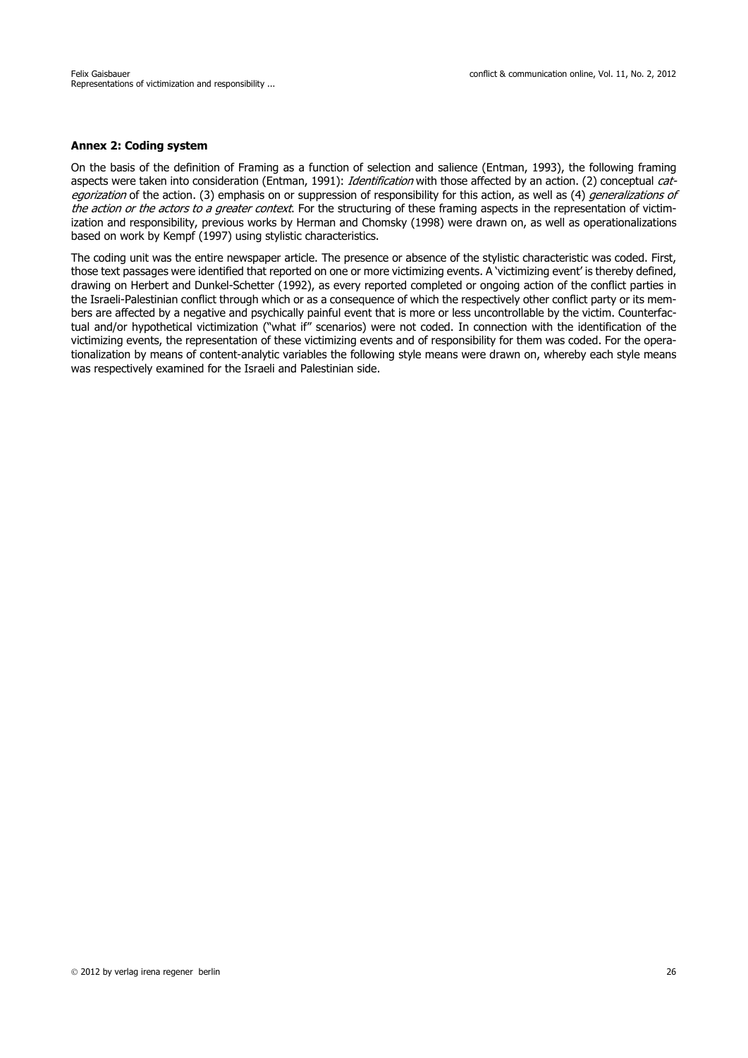**Annex 2: Coding system**

On the basis of the definition of Framing as a function of selection and salience (Entman, 1993), the following framing aspects were taken into consideration (Entman, 1991): *Identification* with those affected by an action. (2) conceptual *categorization* of the action. (3) emphasis on or suppression of responsibility for this action, as well as (4) *generalizations of the action or the actors to a greater context*. For the structuring of these framing aspects in the representation of victimization and responsibility, previous works by Herman and Chomsky (1998) were drawn on, as well as operationalizations based on work by Kempf (1997) using stylistic characteristics.

The coding unit was the entire newspaper article. The presence or absence of the stylistic characteristic was coded. First, those text passages were identified that reported on one or more victimizing events. A 'victimizing event' is thereby defined, drawing on Herbert and Dunkel-Schetter (1992), as every reported completed or ongoing action of the conflict parties in the Israeli-Palestinian conflict through which or as a consequence of which the respectively other conflict party or its members are affected by a negative and psychically painful event that is more or less uncontrollable by the victim. Counterfactual and/or hypothetical victimization ("what if" scenarios) were not coded. In connection with the identification of the victimizing events, the representation of these victimizing events and of responsibility for them was coded. For the operationalization by means of content-analytic variables the following style means were drawn on, whereby each style means was respectively examined for the Israeli and Palestinian side.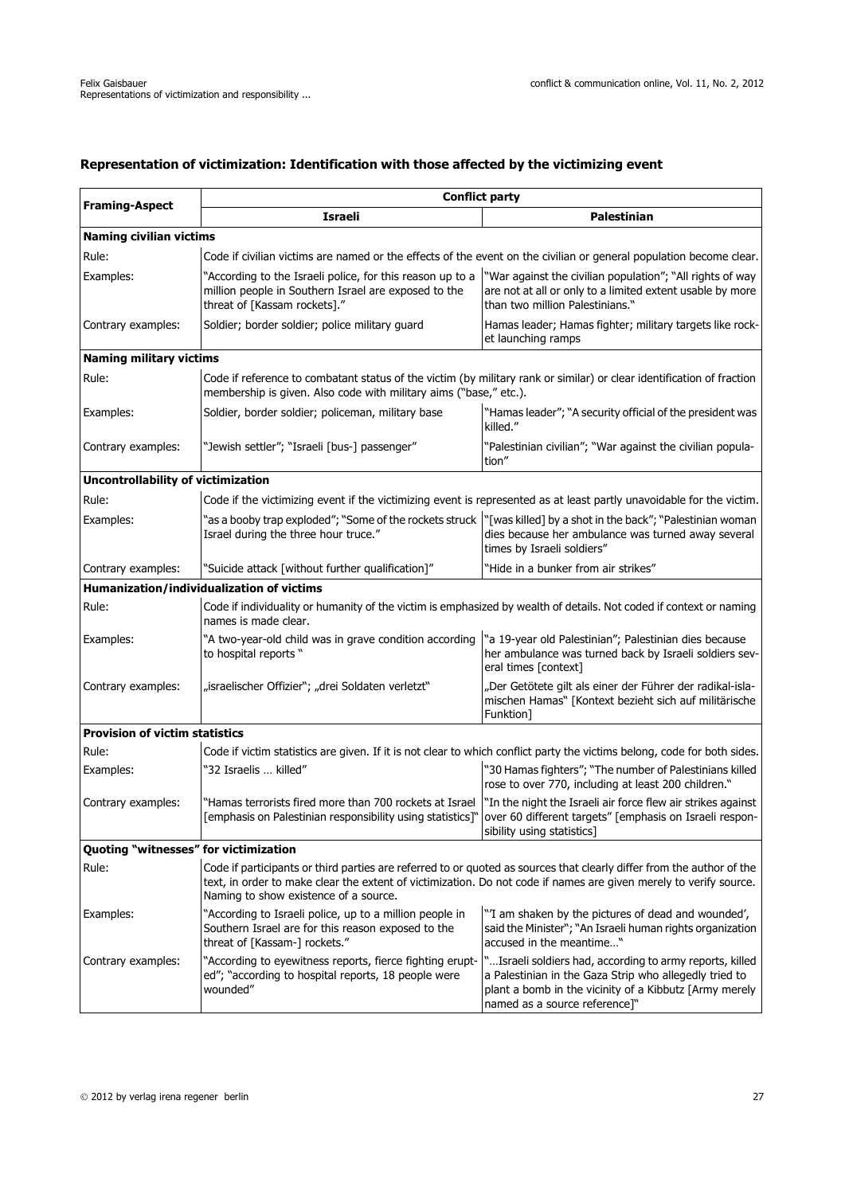## Representation of victimization: Identification with those affected by the victimizing event

| Framing-Aspect | Conflict party | |
|---|---|---|
| | **Israeli** | **Palestinian** |
| **Naming civilian victims** | | |
| Rule: | Code if civilian victims are named or the effects of the event on the civilian or general population become clear. | |
| Examples: | "According to the Israeli police, for this reason up to a million people in Southern Israel are exposed to the threat of [Kassam rockets]." | "War against the civilian population"; "All rights of way are not at all or only to a limited extent usable by more than two million Palestinians." |
| Contrary examples: | Soldier; border soldier; police military guard | Hamas leader; Hamas fighter; military targets like rocket launching ramps |
| **Naming military victims** | | |
| Rule: | Code if reference to combatant status of the victim (by military rank or similar) or clear identification of fraction membership is given. Also code with military aims ("base," etc.). | |
| Examples: | Soldier, border soldier; policeman, military base | "Hamas leader"; "A security official of the president was killed." |
| Contrary examples: | "Jewish settler"; "Israeli [bus-] passenger" | "Palestinian civilian"; "War against the civilian population" |
| **Uncontrollability of victimization** | | |
| Rule: | Code if the victimizing event if the victimizing event is represented as at least partly unavoidable for the victim. | |
| Examples: | "as a booby trap exploded"; "Some of the rockets struck Israel during the three hour truce." | "[was killed] by a shot in the back"; "Palestinian woman dies because her ambulance was turned away several times by Israeli soldiers" |
| Contrary examples: | "Suicide attack [without further qualification]" | "Hide in a bunker from air strikes" |
| **Humanization/individualization of victims** | | |
| Rule: | Code if individuality or humanity of the victim is emphasized by wealth of details. Not coded if context or naming names is made clear. | |
| Examples: | "A two-year-old child was in grave condition according to hospital reports " | "a 19-year old Palestinian"; Palestinian dies because her ambulance was turned back by Israeli soldiers several times [context] |
| Contrary examples: | „israelischer Offizier"; „drei Soldaten verletzt" | „Der Getötete gilt als einer der Führer der radikal-islamischen Hamas" [Kontext bezieht sich auf militärische Funktion] |
| **Provision of victim statistics** | | |
| Rule: | Code if victim statistics are given. If it is not clear to which conflict party the victims belong, code for both sides. | |
| Examples: | "32 Israelis … killed" | "30 Hamas fighters"; "The number of Palestinians killed rose to over 770, including at least 200 children." |
| Contrary examples: | "Hamas terrorists fired more than 700 rockets at Israel [emphasis on Palestinian responsibility using statistics]" | "In the night the Israeli air force flew air strikes against over 60 different targets" [emphasis on Israeli responsibility using statistics] |
| **Quoting "witnesses" for victimization** | | |
| Rule: | Code if participants or third parties are referred to or quoted as sources that clearly differ from the author of the text, in order to make clear the extent of victimization. Do not code if names are given merely to verify source. Naming to show existence of a source. | |
| Examples: | "According to Israeli police, up to a million people in Southern Israel are for this reason exposed to the threat of [Kassam-] rockets." | "'I am shaken by the pictures of dead and wounded', said the Minister"; "An Israeli human rights organization accused in the meantime…" |
| Contrary examples: | "According to eyewitness reports, fierce fighting erupted"; "according to hospital reports, 18 people were wounded" | "…Israeli soldiers had, according to army reports, killed a Palestinian in the Gaza Strip who allegedly tried to plant a bomb in the vicinity of a Kibbutz [Army merely named as a source reference]" |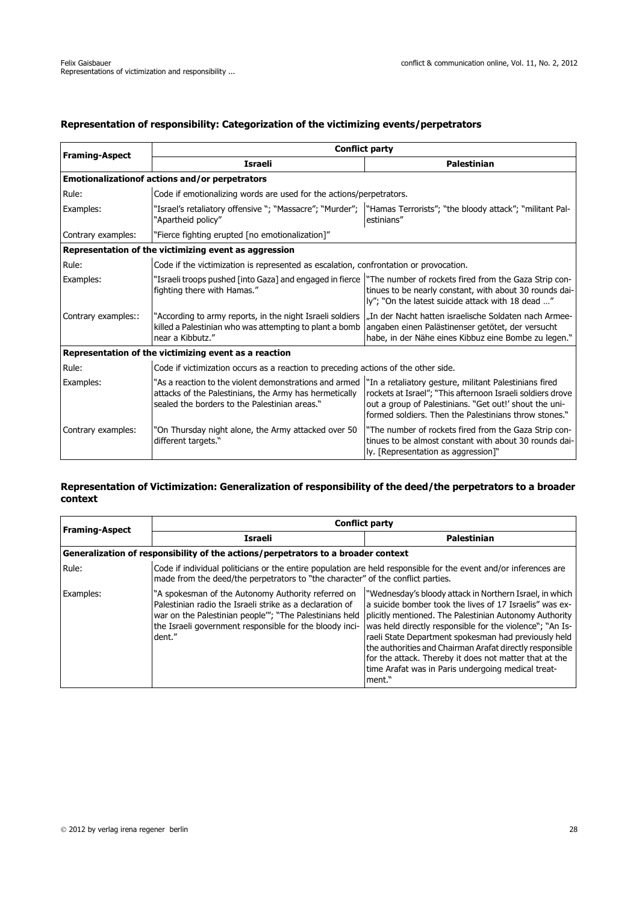### Representation of responsibility: Categorization of the victimizing events/perpetrators

| Framing-Aspect | Conflict party | |
|---|---|---|
| | **Israeli** | **Palestinian** |
| **Emotionalizationof actions and/or perpetrators** | | |
| Rule: | Code if emotionalizing words are used for the actions/perpetrators. | |
| Examples: | "Israel's retaliatory offensive "; "Massacre"; "Murder"; "Apartheid policy" | "Hamas Terrorists"; "the bloody attack"; "militant Palestinians" |
| Contrary examples: | "Fierce fighting erupted [no emotionalization]" | |
| **Representation of the victimizing event as aggression** | | |
| Rule: | Code if the victimization is represented as escalation, confrontation or provocation. | |
| Examples: | "Israeli troops pushed [into Gaza] and engaged in fierce fighting there with Hamas." | "The number of rockets fired from the Gaza Strip continues to be nearly constant, with about 30 rounds daily"; "On the latest suicide attack with 18 dead …" |
| Contrary examples:: | "According to army reports, in the night Israeli soldiers killed a Palestinian who was attempting to plant a bomb near a Kibbutz." | „In der Nacht hatten israelische Soldaten nach Armeeangaben einen Palästinenser getötet, der versucht habe, in der Nähe eines Kibbuz eine Bombe zu legen." |
| **Representation of the victimizing event as a reaction** | | |
| Rule: | Code if victimization occurs as a reaction to preceding actions of the other side. | |
| Examples: | "As a reaction to the violent demonstrations and armed attacks of the Palestinians, the Army has hermetically sealed the borders to the Palestinian areas." | "In a retaliatory gesture, militant Palestinians fired rockets at Israel"; "This afternoon Israeli soldiers drove out a group of Palestinians. "Get out!' shout the uniformed soldiers. Then the Palestinians throw stones." |
| Contrary examples: | "On Thursday night alone, the Army attacked over 50 different targets." | "The number of rockets fired from the Gaza Strip continues to be almost constant with about 30 rounds daily. [Representation as aggression]" |

### Representation of Victimization: Generalization of responsibility of the deed/the perpetrators to a broader context

| Framing-Aspect | Conflict party | |
|---|---|---|
| | **Israeli** | **Palestinian** |
| **Generalization of responsibility of the actions/perpetrators to a broader context** | | |
| Rule: | Code if individual politicians or the entire population are held responsible for the event and/or inferences are made from the deed/the perpetrators to "the character" of the conflict parties. | |
| Examples: | "A spokesman of the Autonomy Authority referred on Palestinian radio the Israeli strike as a declaration of war on the Palestinian people'"; "The Palestinians held the Israeli government responsible for the bloody incident." | "Wednesday's bloody attack in Northern Israel, in which a suicide bomber took the lives of 17 Israelis" was explicitly mentioned. The Palestinian Autonomy Authority was held directly responsible for the violence"; "An Israeli State Department spokesman had previously held the authorities and Chairman Arafat directly responsible for the attack. Thereby it does not matter that at the time Arafat was in Paris undergoing medical treatment." |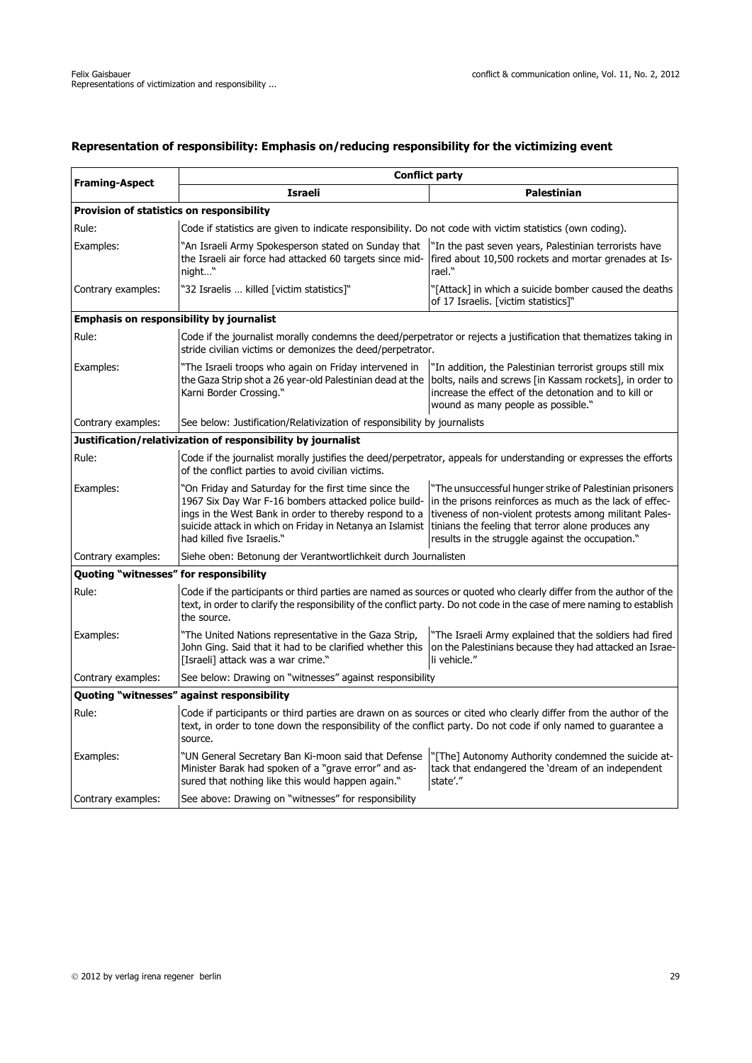## Representation of responsibility: Emphasis on/reducing responsibility for the victimizing event

| Framing-Aspect | Conflict party | |
|---|---|---|
| | **Israeli** | **Palestinian** |
| **Provision of statistics on responsibility** | | |
| Rule: | Code if statistics are given to indicate responsibility. Do not code with victim statistics (own coding). | |
| Examples: | "An Israeli Army Spokesperson stated on Sunday that the Israeli air force had attacked 60 targets since midnight…" | "In the past seven years, Palestinian terrorists have fired about 10,500 rockets and mortar grenades at Israel." |
| Contrary examples: | "32 Israelis … killed [victim statistics]" | "[Attack] in which a suicide bomber caused the deaths of 17 Israelis. [victim statistics]" |
| **Emphasis on responsibility by journalist** | | |
| Rule: | Code if the journalist morally condemns the deed/perpetrator or rejects a justification that thematizes taking in stride civilian victims or demonizes the deed/perpetrator. | |
| Examples: | "The Israeli troops who again on Friday intervened in the Gaza Strip shot a 26 year-old Palestinian dead at the Karni Border Crossing." | "In addition, the Palestinian terrorist groups still mix bolts, nails and screws [in Kassam rockets], in order to increase the effect of the detonation and to kill or wound as many people as possible." |
| Contrary examples: | See below: Justification/Relativization of responsibility by journalists | |
| **Justification/relativization of responsibility by journalist** | | |
| Rule: | Code if the journalist morally justifies the deed/perpetrator, appeals for understanding or expresses the efforts of the conflict parties to avoid civilian victims. | |
| Examples: | "On Friday and Saturday for the first time since the 1967 Six Day War F-16 bombers attacked police buildings in the West Bank in order to thereby respond to a suicide attack in which on Friday in Netanya an Islamist had killed five Israelis." | "The unsuccessful hunger strike of Palestinian prisoners in the prisons reinforces as much as the lack of effectiveness of non-violent protests among militant Palestinians the feeling that terror alone produces any results in the struggle against the occupation." |
| Contrary examples: | Siehe oben: Betonung der Verantwortlichkeit durch Journalisten | |
| **Quoting "witnesses" for responsibility** | | |
| Rule: | Code if the participants or third parties are named as sources or quoted who clearly differ from the author of the text, in order to clarify the responsibility of the conflict party. Do not code in the case of mere naming to establish the source. | |
| Examples: | "The United Nations representative in the Gaza Strip, John Ging. Said that it had to be clarified whether this [Israeli] attack was a war crime." | "The Israeli Army explained that the soldiers had fired on the Palestinians because they had attacked an Israeli vehicle." |
| Contrary examples: | See below: Drawing on "witnesses" against responsibility | |
| **Quoting "witnesses" against responsibility** | | |
| Rule: | Code if participants or third parties are drawn on as sources or cited who clearly differ from the author of the text, in order to tone down the responsibility of the conflict party. Do not code if only named to guarantee a source. | |
| Examples: | "UN General Secretary Ban Ki-moon said that Defense Minister Barak had spoken of a "grave error" and assured that nothing like this would happen again." | "[The] Autonomy Authority condemned the suicide attack that endangered the 'dream of an independent state'." |
| Contrary examples: | See above: Drawing on "witnesses" for responsibility | |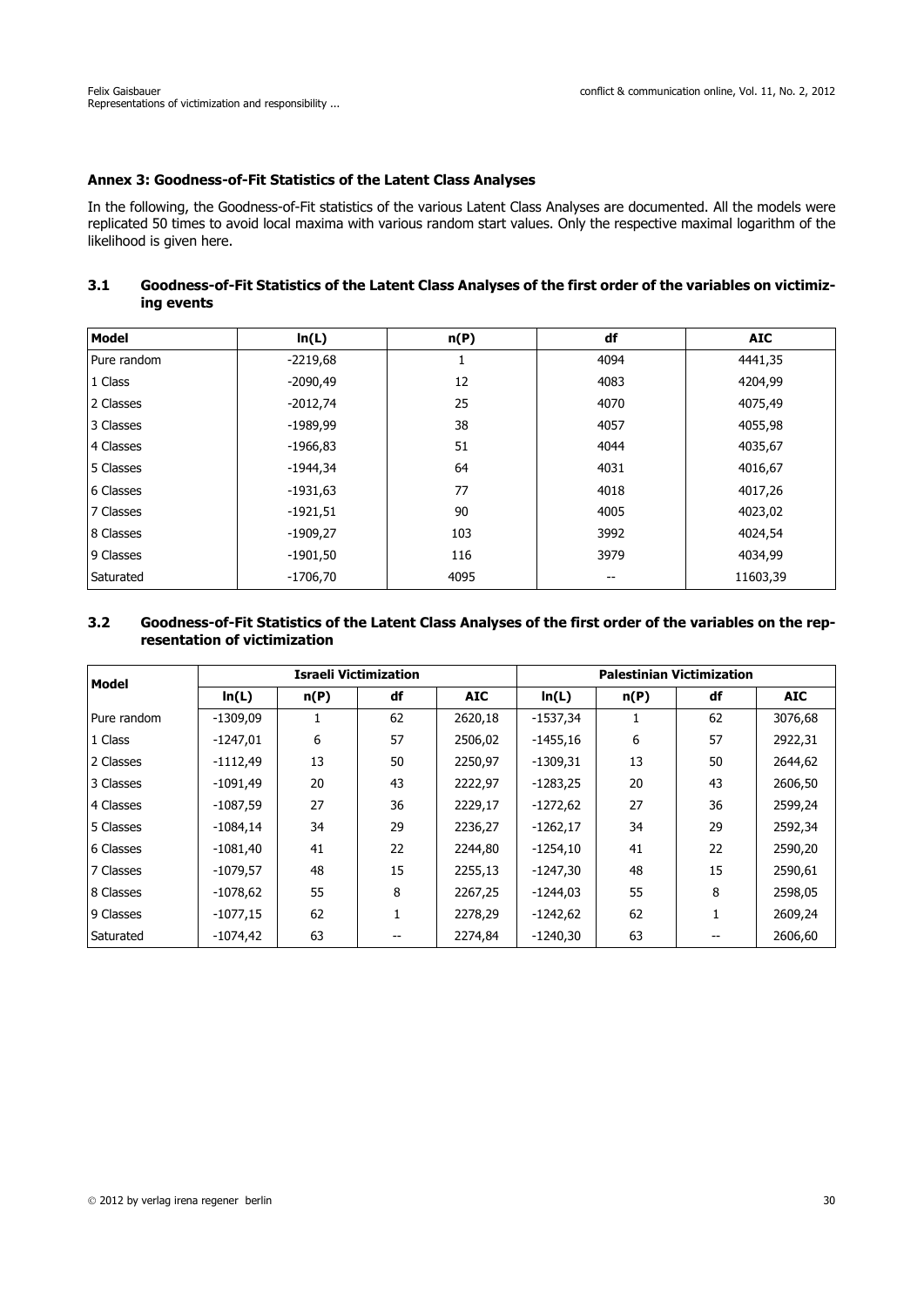## Annex 3: Goodness-of-Fit Statistics of the Latent Class Analyses

In the following, the Goodness-of-Fit statistics of the various Latent Class Analyses are documented. All the models were replicated 50 times to avoid local maxima with various random start values. Only the respective maximal logarithm of the likelihood is given here.

### 3.1 Goodness-of-Fit Statistics of the Latent Class Analyses of the first order of the variables on victimizing events

| Model | ln(L) | n(P) | df | AIC |
|---|---|---|---|---|
| Pure random | -2219,68 | 1 | 4094 | 4441,35 |
| 1 Class | -2090,49 | 12 | 4083 | 4204,99 |
| 2 Classes | -2012,74 | 25 | 4070 | 4075,49 |
| 3 Classes | -1989,99 | 38 | 4057 | 4055,98 |
| 4 Classes | -1966,83 | 51 | 4044 | 4035,67 |
| 5 Classes | -1944,34 | 64 | 4031 | 4016,67 |
| 6 Classes | -1931,63 | 77 | 4018 | 4017,26 |
| 7 Classes | -1921,51 | 90 | 4005 | 4023,02 |
| 8 Classes | -1909,27 | 103 | 3992 | 4024,54 |
| 9 Classes | -1901,50 | 116 | 3979 | 4034,99 |
| Saturated | -1706,70 | 4095 | -- | 11603,39 |

### 3.2 Goodness-of-Fit Statistics of the Latent Class Analyses of the first order of the variables on the representation of victimization

| Model | Israeli Victimization | | | | Palestinian Victimization | | | |
|---|---|---|---|---|---|---|---|---|
| | ln(L) | n(P) | df | AIC | ln(L) | n(P) | df | AIC |
| Pure random | -1309,09 | 1 | 62 | 2620,18 | -1537,34 | 1 | 62 | 3076,68 |
| 1 Class | -1247,01 | 6 | 57 | 2506,02 | -1455,16 | 6 | 57 | 2922,31 |
| 2 Classes | -1112,49 | 13 | 50 | 2250,97 | -1309,31 | 13 | 50 | 2644,62 |
| 3 Classes | -1091,49 | 20 | 43 | 2222,97 | -1283,25 | 20 | 43 | 2606,50 |
| 4 Classes | -1087,59 | 27 | 36 | 2229,17 | -1272,62 | 27 | 36 | 2599,24 |
| 5 Classes | -1084,14 | 34 | 29 | 2236,27 | -1262,17 | 34 | 29 | 2592,34 |
| 6 Classes | -1081,40 | 41 | 22 | 2244,80 | -1254,10 | 41 | 22 | 2590,20 |
| 7 Classes | -1079,57 | 48 | 15 | 2255,13 | -1247,30 | 48 | 15 | 2590,61 |
| 8 Classes | -1078,62 | 55 | 8 | 2267,25 | -1244,03 | 55 | 8 | 2598,05 |
| 9 Classes | -1077,15 | 62 | 1 | 2278,29 | -1242,62 | 62 | 1 | 2609,24 |
| Saturated | -1074,42 | 63 | -- | 2274,84 | -1240,30 | 63 | -- | 2606,60 |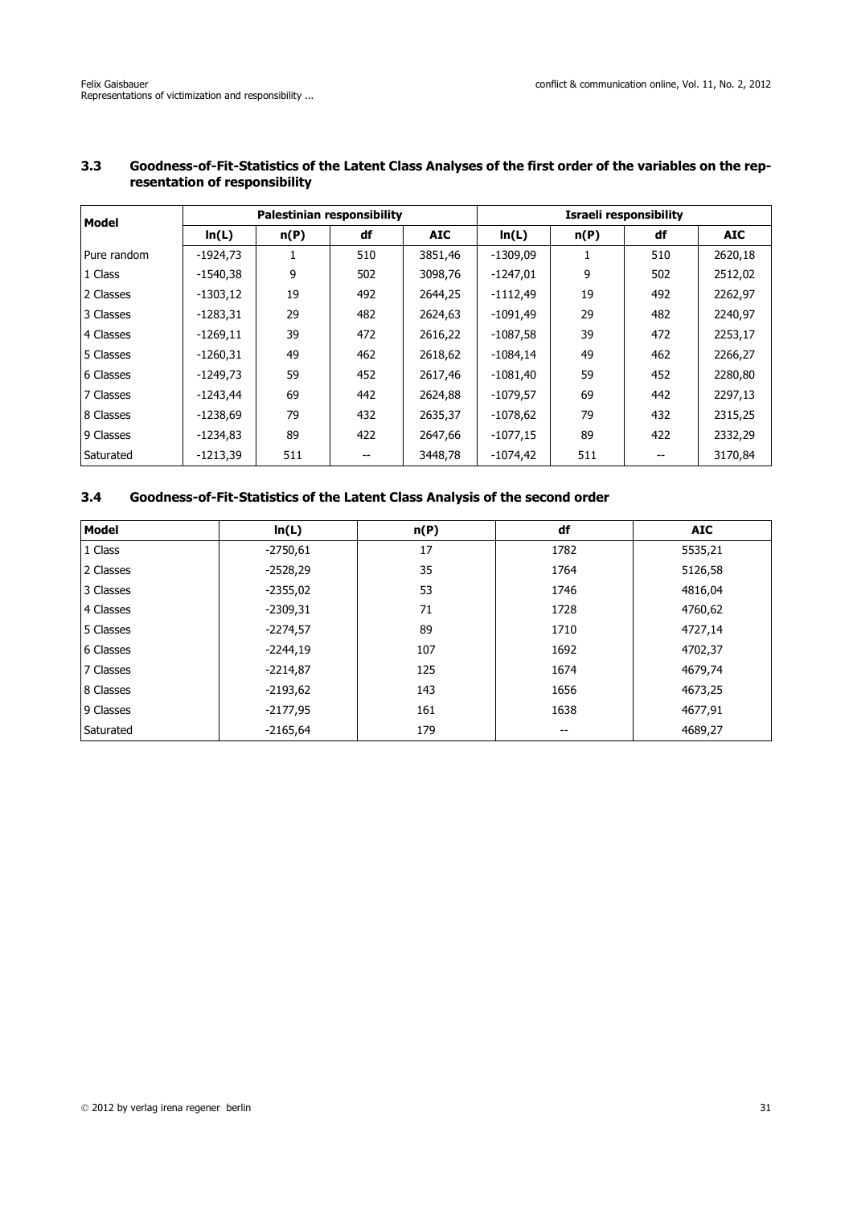### 3.3 Goodness-of-Fit-Statistics of the Latent Class Analyses of the first order of the variables on the representation of responsibility

| Model | Palestinian responsibility | | | | Israeli responsibility | | | |
|---|---|---|---|---|---|---|---|---|
| | ln(L) | n(P) | df | AIC | ln(L) | n(P) | df | AIC |
| Pure random | -1924,73 | 1 | 510 | 3851,46 | -1309,09 | 1 | 510 | 2620,18 |
| 1 Class | -1540,38 | 9 | 502 | 3098,76 | -1247,01 | 9 | 502 | 2512,02 |
| 2 Classes | -1303,12 | 19 | 492 | 2644,25 | -1112,49 | 19 | 492 | 2262,97 |
| 3 Classes | -1283,31 | 29 | 482 | 2624,63 | -1091,49 | 29 | 482 | 2240,97 |
| 4 Classes | -1269,11 | 39 | 472 | 2616,22 | -1087,58 | 39 | 472 | 2253,17 |
| 5 Classes | -1260,31 | 49 | 462 | 2618,62 | -1084,14 | 49 | 462 | 2266,27 |
| 6 Classes | -1249,73 | 59 | 452 | 2617,46 | -1081,40 | 59 | 452 | 2280,80 |
| 7 Classes | -1243,44 | 69 | 442 | 2624,88 | -1079,57 | 69 | 442 | 2297,13 |
| 8 Classes | -1238,69 | 79 | 432 | 2635,37 | -1078,62 | 79 | 432 | 2315,25 |
| 9 Classes | -1234,83 | 89 | 422 | 2647,66 | -1077,15 | 89 | 422 | 2332,29 |
| Saturated | -1213,39 | 511 | -- | 3448,78 | -1074,42 | 511 | -- | 3170,84 |

### 3.4 Goodness-of-Fit-Statistics of the Latent Class Analysis of the second order

| Model | ln(L) | n(P) | df | AIC |
|---|---|---|---|---|
| 1 Class | -2750,61 | 17 | 1782 | 5535,21 |
| 2 Classes | -2528,29 | 35 | 1764 | 5126,58 |
| 3 Classes | -2355,02 | 53 | 1746 | 4816,04 |
| 4 Classes | -2309,31 | 71 | 1728 | 4760,62 |
| 5 Classes | -2274,57 | 89 | 1710 | 4727,14 |
| 6 Classes | -2244,19 | 107 | 1692 | 4702,37 |
| 7 Classes | -2214,87 | 125 | 1674 | 4679,74 |
| 8 Classes | -2193,62 | 143 | 1656 | 4673,25 |
| 9 Classes | -2177,95 | 161 | 1638 | 4677,91 |
| Saturated | -2165,64 | 179 | -- | 4689,27 |

© 2012 by verlag irena regener berlin